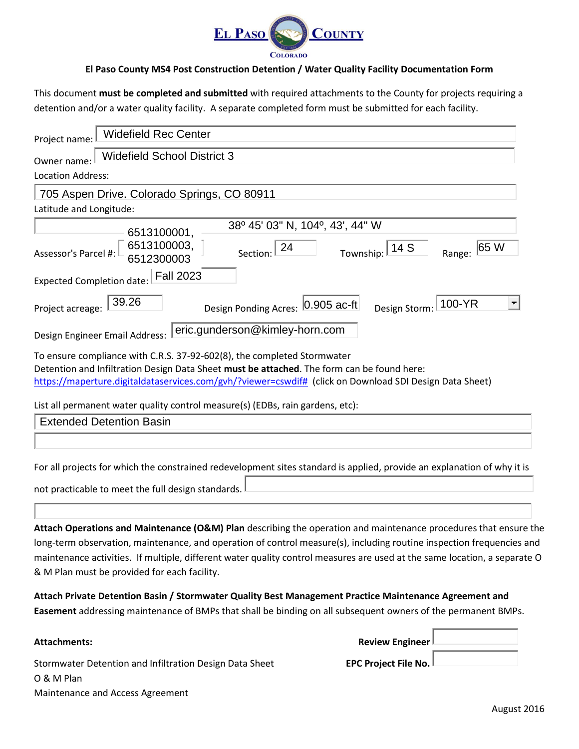# El Paso County

Colorado

**El Paso County MS4 Post Construction Detention / Water Quality Facility Documentation Form**

This document **must be completed and submitted** with required attachments to the County for projects requiring a detention and/or a water quality facility. A separate completed form must be submitted for each facility.

Project name: Widefield Rec Center

Owner name: Widefield School District 3

Location Address:

705 Aspen Drive. Colorado Springs, CO 80911

Latitude and Longitude:

38º 45' 03" N, 104º, 43', 44" W

Assessor's Parcel #: 6513100001, 6513100003, 6512300003 Section: 24 Township: 14 S Range: 65 W

Expected Completion date: Fall 2023

Project acreage: 39.26 Design Ponding Acres: 0.905 ac-ft Design Storm: 100-YR

Design Engineer Email Address: eric.gunderson@kimley-horn.com

To ensure compliance with C.R.S. 37-92-602(8), the completed Stormwater Detention and Infiltration Design Data Sheet **must be attached**. The form can be found here: https://maperture.digitaldataservices.com/gvh/?viewer=cswdif# (click on Download SDI Design Data Sheet)

List all permanent water quality control measure(s) (EDBs, rain gardens, etc):

Extended Detention Basin

For all projects for which the constrained redevelopment sites standard is applied, provide an explanation of why it is not practicable to meet the full design standards.

**Attach Operations and Maintenance (O&M) Plan** describing the operation and maintenance procedures that ensure the long-term observation, maintenance, and operation of control measure(s), including routine inspection frequencies and maintenance activities. If multiple, different water quality control measures are used at the same location, a separate O & M Plan must be provided for each facility.

**Attach Private Detention Basin / Stormwater Quality Best Management Practice Maintenance Agreement and Easement** addressing maintenance of BMPs that shall be binding on all subsequent owners of the permanent BMPs.

**Attachments:**

Stormwater Detention and Infiltration Design Data Sheet

O & M Plan

Maintenance and Access Agreement

**Review Engineer**

**EPC Project File No.**

August 2016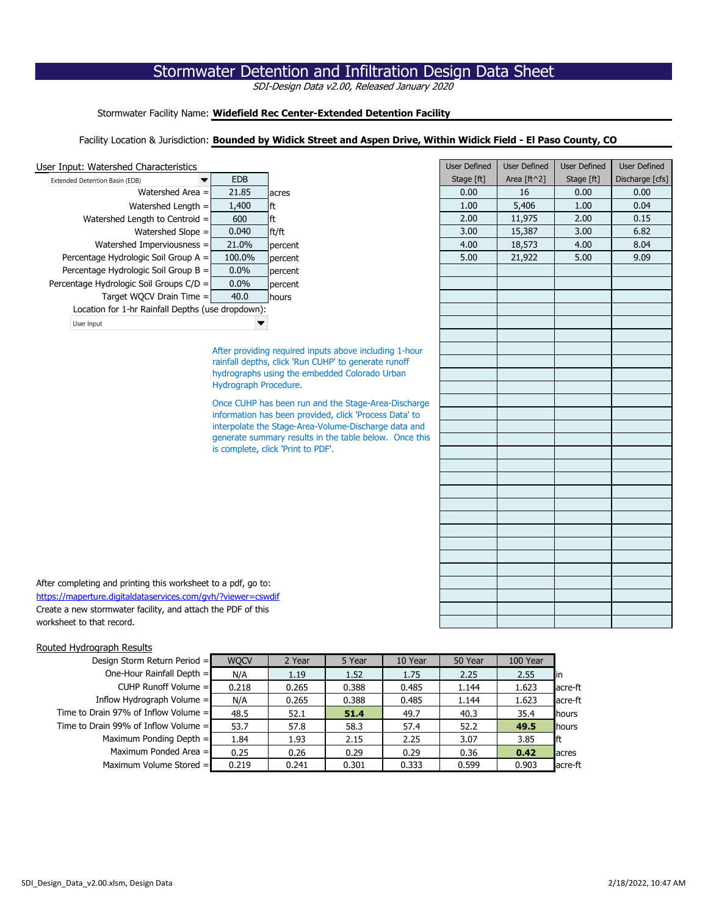# Stormwater Detention and Infiltration Design Data Sheet

*SDI-Design Data v2.00, Released January 2020*

Stormwater Facility Name: **Widefield Rec Center-Extended Detention Facility**

Facility Location & Jurisdiction: **Bounded by Widick Street and Aspen Drive, Within Widick Field - El Paso County, CO**

## User Input: Watershed Characteristics

| Extended Detention Basin (EDB) | EDB | |
|---|---|---|
| Watershed Area = | 21.85 | acres |
| Watershed Length = | 1,400 | ft |
| Watershed Length to Centroid = | 600 | ft |
| Watershed Slope = | 0.040 | ft/ft |
| Watershed Imperviousness = | 21.0% | percent |
| Percentage Hydrologic Soil Group A = | 100.0% | percent |
| Percentage Hydrologic Soil Group B = | 0.0% | percent |
| Percentage Hydrologic Soil Groups C/D = | 0.0% | percent |
| Target WQCV Drain Time = | 40.0 | hours |

Location for 1-hr Rainfall Depths (use dropdown):

User Input

| User Defined Stage [ft] | User Defined Area [ft^2] | User Defined Stage [ft] | User Defined Discharge [cfs] |
|---|---|---|---|
| 0.00 | 16 | 0.00 | 0.00 |
| 1.00 | 5,406 | 1.00 | 0.04 |
| 2.00 | 11,975 | 2.00 | 0.15 |
| 3.00 | 15,387 | 3.00 | 6.82 |
| 4.00 | 18,573 | 4.00 | 8.04 |
| 5.00 | 21,922 | 5.00 | 9.09 |

After providing required inputs above including 1-hour rainfall depths, click 'Run CUHP' to generate runoff hydrographs using the embedded Colorado Urban Hydrograph Procedure.

Once CUHP has been run and the Stage-Area-Discharge information has been provided, click 'Process Data' to interpolate the Stage-Area-Volume-Discharge data and generate summary results in the table below. Once this is complete, click 'Print to PDF'.

After completing and printing this worksheet to a pdf, go to:
https://maperture.digitaldataservices.com/gvh/?viewer=cswdif
Create a new stormwater facility, and attach the PDF of this worksheet to that record.

## Routed Hydrograph Results

| Design Storm Return Period = | WQCV | 2 Year | 5 Year | 10 Year | 50 Year | 100 Year | |
|---|---|---|---|---|---|---|---|
| One-Hour Rainfall Depth = | N/A | 1.19 | 1.52 | 1.75 | 2.25 | 2.55 | in |
| CUHP Runoff Volume = | 0.218 | 0.265 | 0.388 | 0.485 | 1.144 | 1.623 | acre-ft |
| Inflow Hydrograph Volume = | N/A | 0.265 | 0.388 | 0.485 | 1.144 | 1.623 | acre-ft |
| Time to Drain 97% of Inflow Volume = | 48.5 | 52.1 | **51.4** | 49.7 | 40.3 | 35.4 | hours |
| Time to Drain 99% of Inflow Volume = | 53.7 | 57.8 | 58.3 | 57.4 | 52.2 | **49.5** | hours |
| Maximum Ponding Depth = | 1.84 | 1.93 | 2.15 | 2.25 | 3.07 | 3.85 | ft |
| Maximum Ponded Area = | 0.25 | 0.26 | 0.29 | 0.29 | 0.36 | **0.42** | acres |
| Maximum Volume Stored = | 0.219 | 0.241 | 0.301 | 0.333 | 0.599 | 0.903 | acre-ft |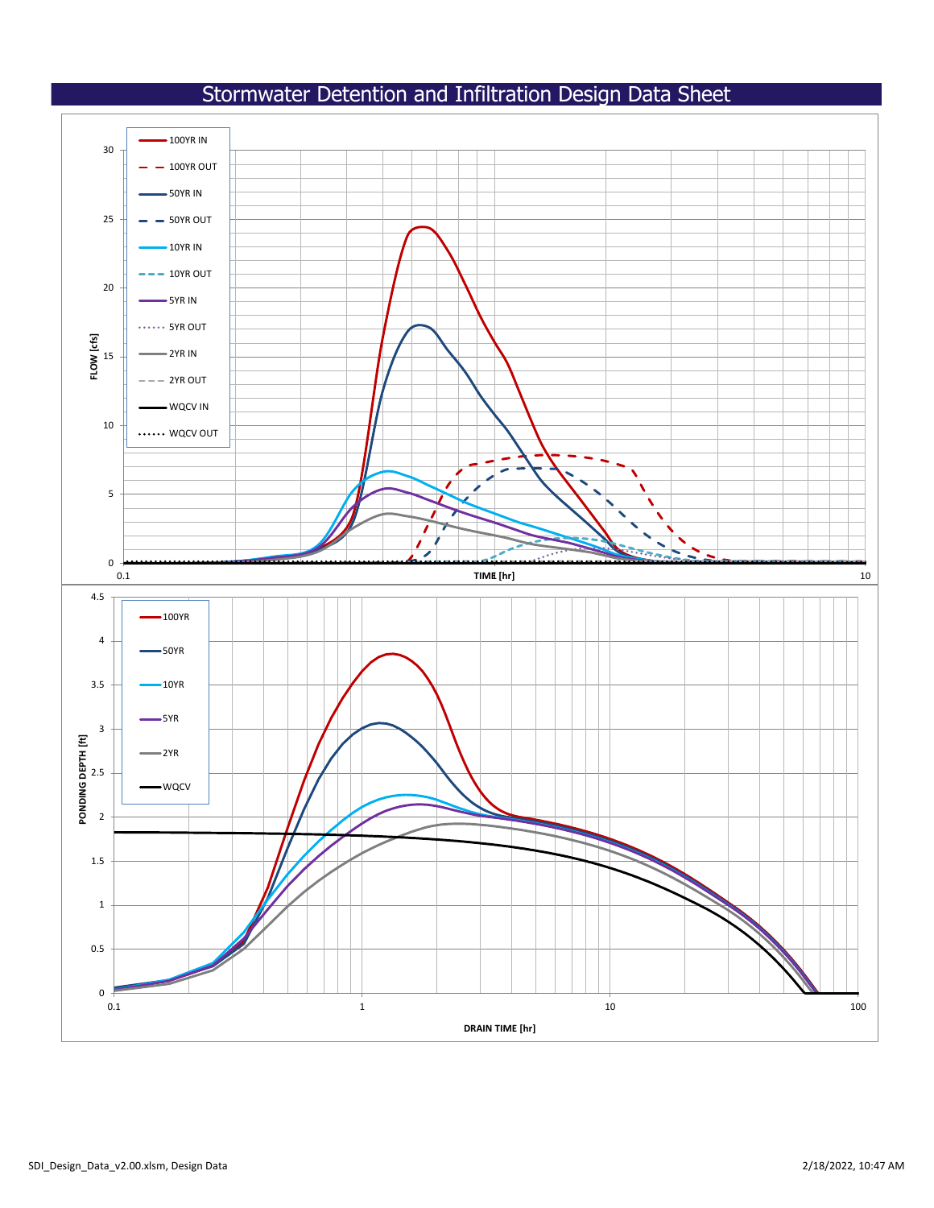# Stormwater Detention and Infiltration Design Data Sheet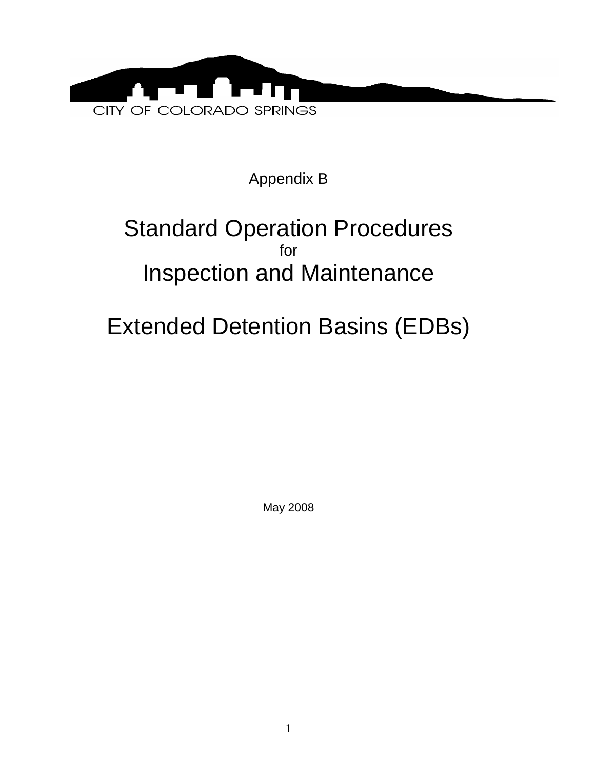CITY OF COLORADO SPRINGS

Appendix B

# Standard Operation Procedures
for
# Inspection and Maintenance

# Extended Detention Basins (EDBs)

May 2008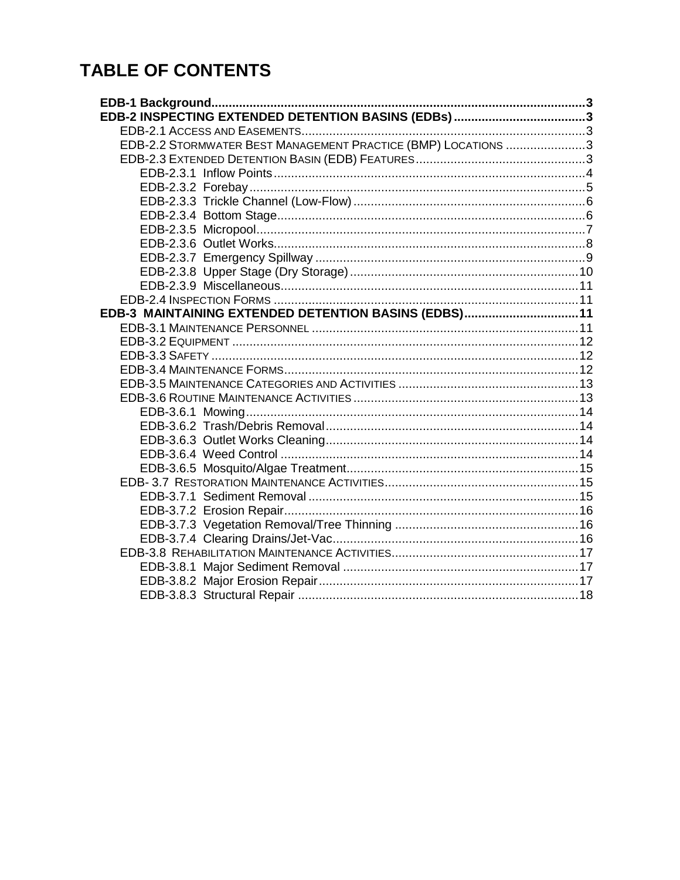# TABLE OF CONTENTS

**EDB-1 Background** ..... **3**
**EDB-2 INSPECTING EXTENDED DETENTION BASINS (EDBs)** ..... **3**
- EDB-2.1 Access and Easements ..... 3
- EDB-2.2 Stormwater Best Management Practice (BMP) Locations ..... 3
- EDB-2.3 Extended Detention Basin (EDB) Features ..... 3
  - EDB-2.3.1 Inflow Points ..... 4
  - EDB-2.3.2 Forebay ..... 5
  - EDB-2.3.3 Trickle Channel (Low-Flow) ..... 6
  - EDB-2.3.4 Bottom Stage ..... 6
  - EDB-2.3.5 Micropool ..... 7
  - EDB-2.3.6 Outlet Works ..... 8
  - EDB-2.3.7 Emergency Spillway ..... 9
  - EDB-2.3.8 Upper Stage (Dry Storage) ..... 10
  - EDB-2.3.9 Miscellaneous ..... 11
- EDB-2.4 Inspection Forms ..... 11

**EDB-3 MAINTAINING EXTENDED DETENTION BASINS (EDBS)** ..... **11**
- EDB-3.1 Maintenance Personnel ..... 11
- EDB-3.2 Equipment ..... 12
- EDB-3.3 Safety ..... 12
- EDB-3.4 Maintenance Forms ..... 12
- EDB-3.5 Maintenance Categories and Activities ..... 13
- EDB-3.6 Routine Maintenance Activities ..... 13
  - EDB-3.6.1 Mowing ..... 14
  - EDB-3.6.2 Trash/Debris Removal ..... 14
  - EDB-3.6.3 Outlet Works Cleaning ..... 14
  - EDB-3.6.4 Weed Control ..... 14
  - EDB-3.6.5 Mosquito/Algae Treatment ..... 15
- EDB- 3.7 Restoration Maintenance Activities ..... 15
  - EDB-3.7.1 Sediment Removal ..... 15
  - EDB-3.7.2 Erosion Repair ..... 16
  - EDB-3.7.3 Vegetation Removal/Tree Thinning ..... 16
  - EDB-3.7.4 Clearing Drains/Jet-Vac ..... 16
- EDB-3.8 Rehabilitation Maintenance Activities ..... 17
  - EDB-3.8.1 Major Sediment Removal ..... 17
  - EDB-3.8.2 Major Erosion Repair ..... 17
  - EDB-3.8.3 Structural Repair ..... 18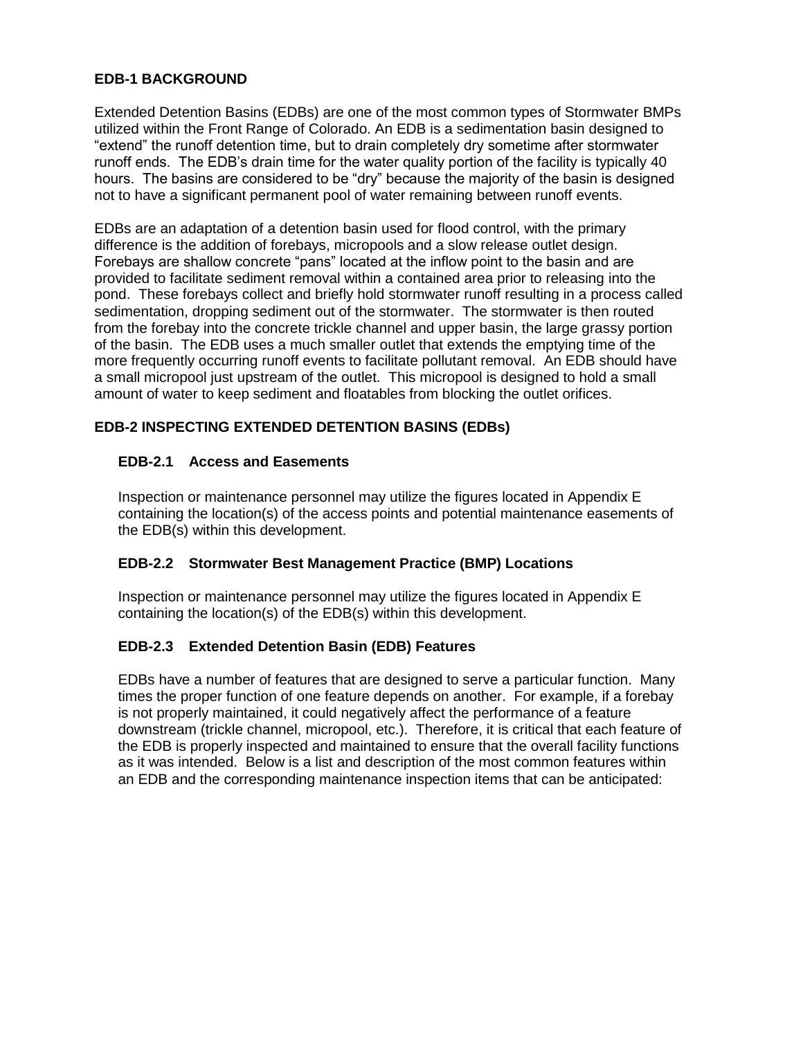## EDB-1 BACKGROUND

Extended Detention Basins (EDBs) are one of the most common types of Stormwater BMPs utilized within the Front Range of Colorado. An EDB is a sedimentation basin designed to "extend" the runoff detention time, but to drain completely dry sometime after stormwater runoff ends. The EDB's drain time for the water quality portion of the facility is typically 40 hours. The basins are considered to be "dry" because the majority of the basin is designed not to have a significant permanent pool of water remaining between runoff events.

EDBs are an adaptation of a detention basin used for flood control, with the primary difference is the addition of forebays, micropools and a slow release outlet design. Forebays are shallow concrete "pans" located at the inflow point to the basin and are provided to facilitate sediment removal within a contained area prior to releasing into the pond. These forebays collect and briefly hold stormwater runoff resulting in a process called sedimentation, dropping sediment out of the stormwater. The stormwater is then routed from the forebay into the concrete trickle channel and upper basin, the large grassy portion of the basin. The EDB uses a much smaller outlet that extends the emptying time of the more frequently occurring runoff events to facilitate pollutant removal. An EDB should have a small micropool just upstream of the outlet. This micropool is designed to hold a small amount of water to keep sediment and floatables from blocking the outlet orifices.

## EDB-2 INSPECTING EXTENDED DETENTION BASINS (EDBs)

### EDB-2.1 Access and Easements

Inspection or maintenance personnel may utilize the figures located in Appendix E containing the location(s) of the access points and potential maintenance easements of the EDB(s) within this development.

### EDB-2.2 Stormwater Best Management Practice (BMP) Locations

Inspection or maintenance personnel may utilize the figures located in Appendix E containing the location(s) of the EDB(s) within this development.

### EDB-2.3 Extended Detention Basin (EDB) Features

EDBs have a number of features that are designed to serve a particular function. Many times the proper function of one feature depends on another. For example, if a forebay is not properly maintained, it could negatively affect the performance of a feature downstream (trickle channel, micropool, etc.). Therefore, it is critical that each feature of the EDB is properly inspected and maintained to ensure that the overall facility functions as it was intended. Below is a list and description of the most common features within an EDB and the corresponding maintenance inspection items that can be anticipated: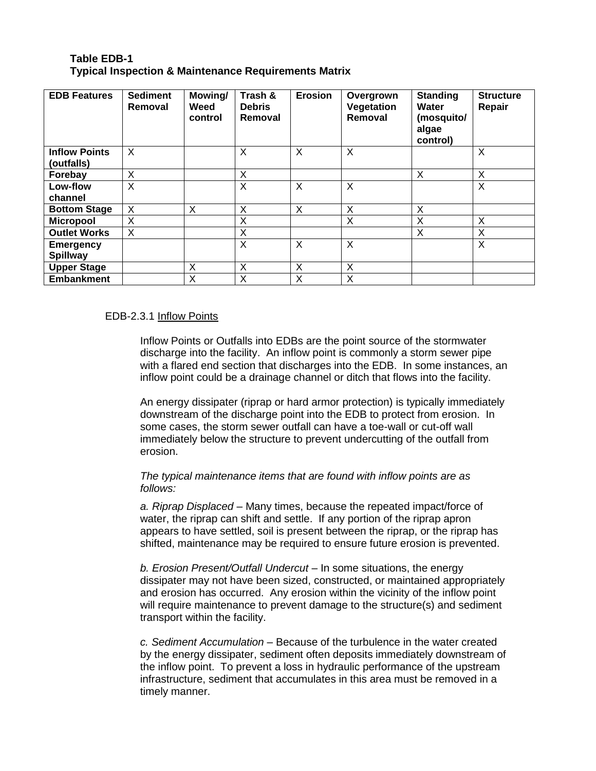**Table EDB-1**
**Typical Inspection & Maintenance Requirements Matrix**

| EDB Features | Sediment Removal | Mowing/ Weed control | Trash & Debris Removal | Erosion | Overgrown Vegetation Removal | Standing Water (mosquito/ algae control) | Structure Repair |
|---|---|---|---|---|---|---|---|
| **Inflow Points (outfalls)** | X | | X | X | X | | X |
| **Forebay** | X | | X | | | X | X |
| **Low-flow channel** | X | | X | X | X | | X |
| **Bottom Stage** | X | X | X | X | X | X | |
| **Micropool** | X | | X | | X | X | X |
| **Outlet Works** | X | | X | | | X | X |
| **Emergency Spillway** | | | X | X | X | | X |
| **Upper Stage** | | X | X | X | X | | |
| **Embankment** | | X | X | X | X | | |

EDB-2.3.1 Inflow Points

Inflow Points or Outfalls into EDBs are the point source of the stormwater discharge into the facility. An inflow point is commonly a storm sewer pipe with a flared end section that discharges into the EDB. In some instances, an inflow point could be a drainage channel or ditch that flows into the facility.

An energy dissipater (riprap or hard armor protection) is typically immediately downstream of the discharge point into the EDB to protect from erosion. In some cases, the storm sewer outfall can have a toe-wall or cut-off wall immediately below the structure to prevent undercutting of the outfall from erosion.

*The typical maintenance items that are found with inflow points are as follows:*

*a. Riprap Displaced* – Many times, because the repeated impact/force of water, the riprap can shift and settle. If any portion of the riprap apron appears to have settled, soil is present between the riprap, or the riprap has shifted, maintenance may be required to ensure future erosion is prevented.

*b. Erosion Present/Outfall Undercut* – In some situations, the energy dissipater may not have been sized, constructed, or maintained appropriately and erosion has occurred. Any erosion within the vicinity of the inflow point will require maintenance to prevent damage to the structure(s) and sediment transport within the facility.

*c. Sediment Accumulation* – Because of the turbulence in the water created by the energy dissipater, sediment often deposits immediately downstream of the inflow point. To prevent a loss in hydraulic performance of the upstream infrastructure, sediment that accumulates in this area must be removed in a timely manner.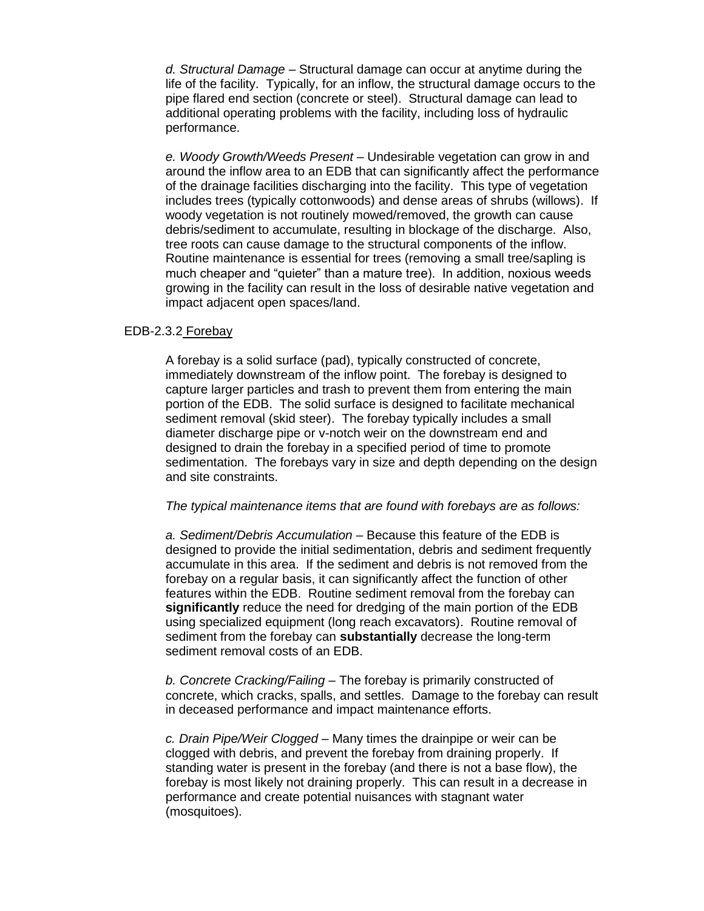*d. Structural Damage* – Structural damage can occur at anytime during the life of the facility. Typically, for an inflow, the structural damage occurs to the pipe flared end section (concrete or steel). Structural damage can lead to additional operating problems with the facility, including loss of hydraulic performance.

*e. Woody Growth/Weeds Present* – Undesirable vegetation can grow in and around the inflow area to an EDB that can significantly affect the performance of the drainage facilities discharging into the facility. This type of vegetation includes trees (typically cottonwoods) and dense areas of shrubs (willows). If woody vegetation is not routinely mowed/removed, the growth can cause debris/sediment to accumulate, resulting in blockage of the discharge. Also, tree roots can cause damage to the structural components of the inflow. Routine maintenance is essential for trees (removing a small tree/sapling is much cheaper and "quieter" than a mature tree). In addition, noxious weeds growing in the facility can result in the loss of desirable native vegetation and impact adjacent open spaces/land.

EDB-2.3.2 Forebay

A forebay is a solid surface (pad), typically constructed of concrete, immediately downstream of the inflow point. The forebay is designed to capture larger particles and trash to prevent them from entering the main portion of the EDB. The solid surface is designed to facilitate mechanical sediment removal (skid steer). The forebay typically includes a small diameter discharge pipe or v-notch weir on the downstream end and designed to drain the forebay in a specified period of time to promote sedimentation. The forebays vary in size and depth depending on the design and site constraints.

*The typical maintenance items that are found with forebays are as follows:*

*a. Sediment/Debris Accumulation* – Because this feature of the EDB is designed to provide the initial sedimentation, debris and sediment frequently accumulate in this area. If the sediment and debris is not removed from the forebay on a regular basis, it can significantly affect the function of other features within the EDB. Routine sediment removal from the forebay can **significantly** reduce the need for dredging of the main portion of the EDB using specialized equipment (long reach excavators). Routine removal of sediment from the forebay can **substantially** decrease the long-term sediment removal costs of an EDB.

*b. Concrete Cracking/Failing* – The forebay is primarily constructed of concrete, which cracks, spalls, and settles. Damage to the forebay can result in deceased performance and impact maintenance efforts.

*c. Drain Pipe/Weir Clogged* – Many times the drainpipe or weir can be clogged with debris, and prevent the forebay from draining properly. If standing water is present in the forebay (and there is not a base flow), the forebay is most likely not draining properly. This can result in a decrease in performance and create potential nuisances with stagnant water (mosquitoes).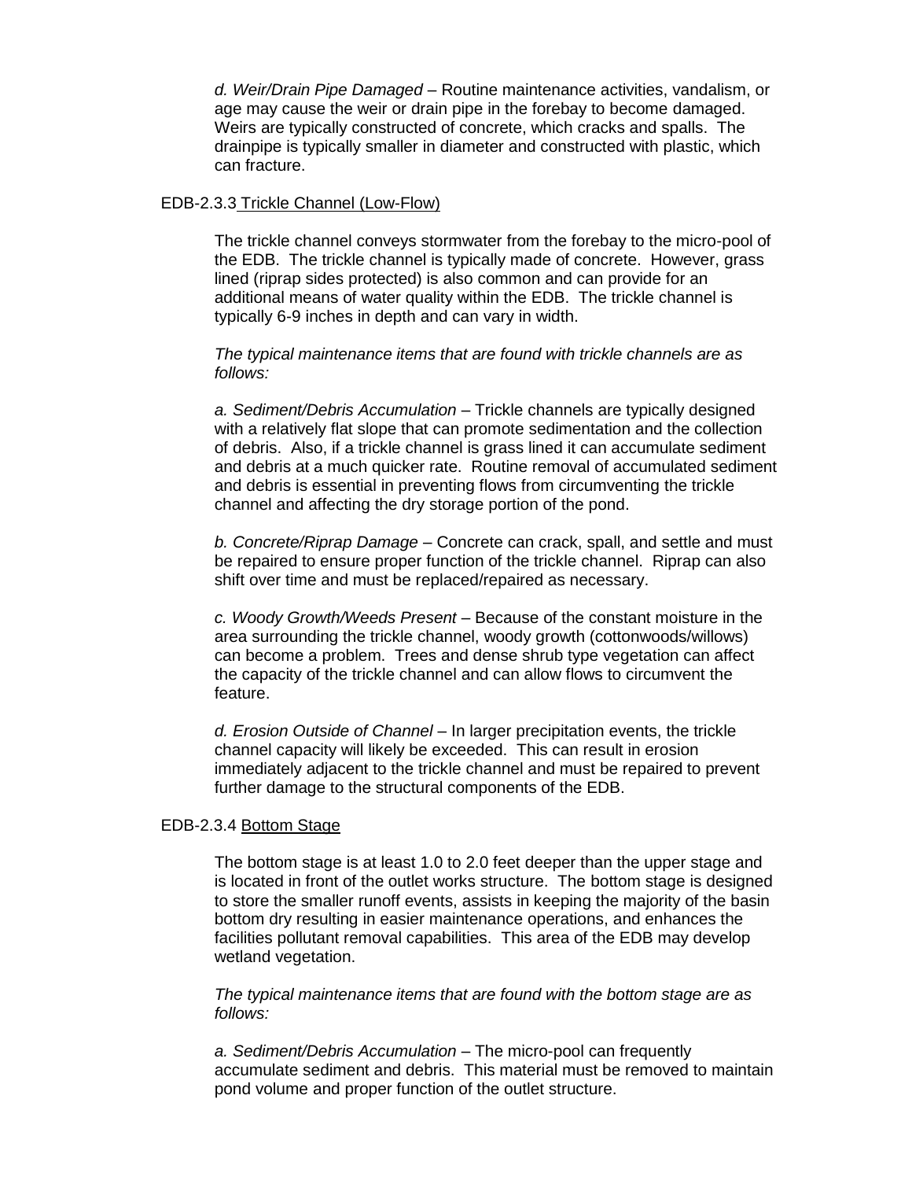*d. Weir/Drain Pipe Damaged* – Routine maintenance activities, vandalism, or age may cause the weir or drain pipe in the forebay to become damaged. Weirs are typically constructed of concrete, which cracks and spalls. The drainpipe is typically smaller in diameter and constructed with plastic, which can fracture.

### EDB-2.3.3 Trickle Channel (Low-Flow)

The trickle channel conveys stormwater from the forebay to the micro-pool of the EDB. The trickle channel is typically made of concrete. However, grass lined (riprap sides protected) is also common and can provide for an additional means of water quality within the EDB. The trickle channel is typically 6-9 inches in depth and can vary in width.

*The typical maintenance items that are found with trickle channels are as follows:*

*a. Sediment/Debris Accumulation* – Trickle channels are typically designed with a relatively flat slope that can promote sedimentation and the collection of debris. Also, if a trickle channel is grass lined it can accumulate sediment and debris at a much quicker rate. Routine removal of accumulated sediment and debris is essential in preventing flows from circumventing the trickle channel and affecting the dry storage portion of the pond.

*b. Concrete/Riprap Damage* – Concrete can crack, spall, and settle and must be repaired to ensure proper function of the trickle channel. Riprap can also shift over time and must be replaced/repaired as necessary.

*c. Woody Growth/Weeds Present* – Because of the constant moisture in the area surrounding the trickle channel, woody growth (cottonwoods/willows) can become a problem. Trees and dense shrub type vegetation can affect the capacity of the trickle channel and can allow flows to circumvent the feature.

*d. Erosion Outside of Channel* – In larger precipitation events, the trickle channel capacity will likely be exceeded. This can result in erosion immediately adjacent to the trickle channel and must be repaired to prevent further damage to the structural components of the EDB.

### EDB-2.3.4 Bottom Stage

The bottom stage is at least 1.0 to 2.0 feet deeper than the upper stage and is located in front of the outlet works structure. The bottom stage is designed to store the smaller runoff events, assists in keeping the majority of the basin bottom dry resulting in easier maintenance operations, and enhances the facilities pollutant removal capabilities. This area of the EDB may develop wetland vegetation.

*The typical maintenance items that are found with the bottom stage are as follows:*

*a. Sediment/Debris Accumulation* – The micro-pool can frequently accumulate sediment and debris. This material must be removed to maintain pond volume and proper function of the outlet structure.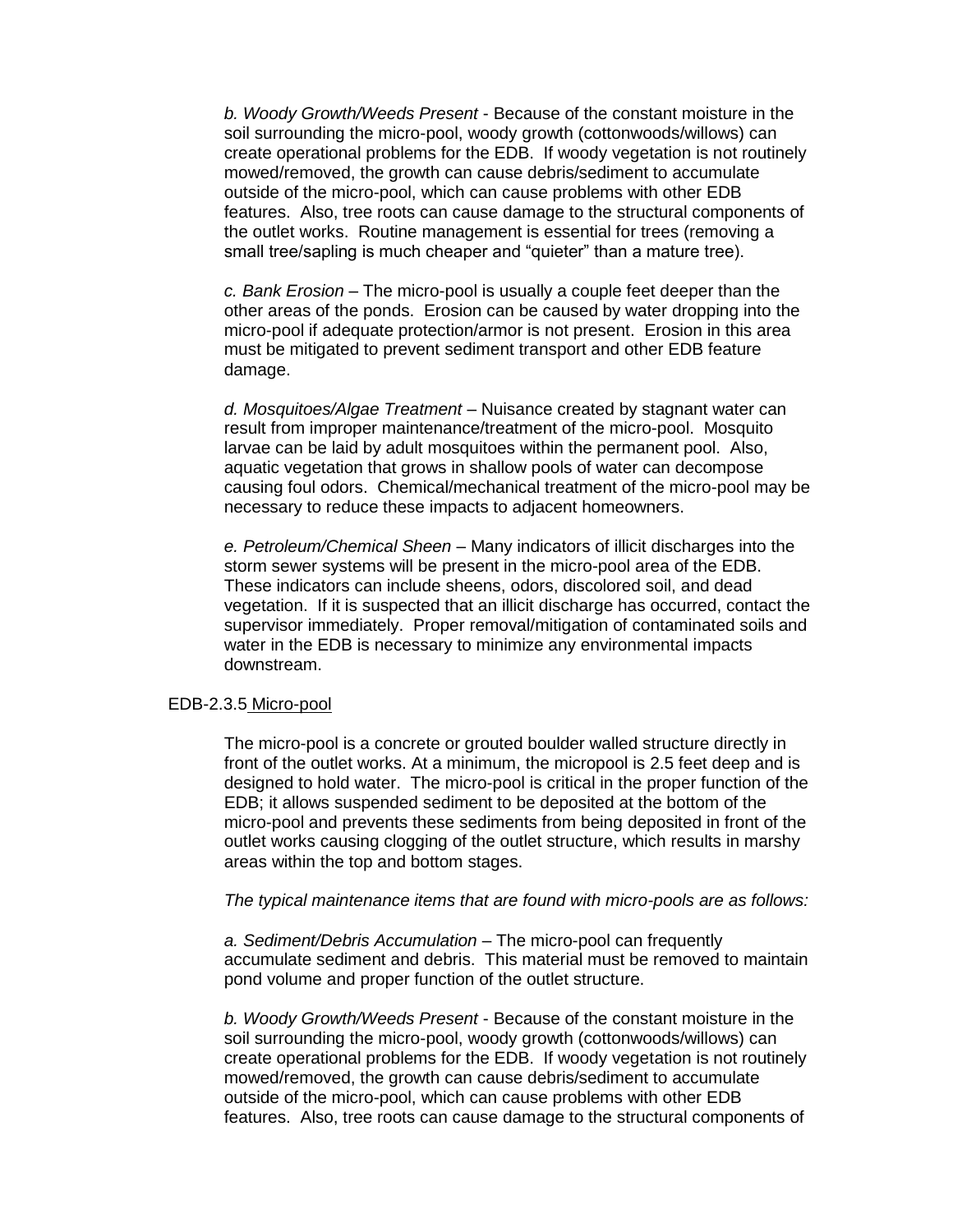*b. Woody Growth/Weeds Present* - Because of the constant moisture in the soil surrounding the micro-pool, woody growth (cottonwoods/willows) can create operational problems for the EDB. If woody vegetation is not routinely mowed/removed, the growth can cause debris/sediment to accumulate outside of the micro-pool, which can cause problems with other EDB features. Also, tree roots can cause damage to the structural components of the outlet works. Routine management is essential for trees (removing a small tree/sapling is much cheaper and "quieter" than a mature tree).

*c. Bank Erosion* – The micro-pool is usually a couple feet deeper than the other areas of the ponds. Erosion can be caused by water dropping into the micro-pool if adequate protection/armor is not present. Erosion in this area must be mitigated to prevent sediment transport and other EDB feature damage.

*d. Mosquitoes/Algae Treatment* – Nuisance created by stagnant water can result from improper maintenance/treatment of the micro-pool. Mosquito larvae can be laid by adult mosquitoes within the permanent pool. Also, aquatic vegetation that grows in shallow pools of water can decompose causing foul odors. Chemical/mechanical treatment of the micro-pool may be necessary to reduce these impacts to adjacent homeowners.

*e. Petroleum/Chemical Sheen* – Many indicators of illicit discharges into the storm sewer systems will be present in the micro-pool area of the EDB. These indicators can include sheens, odors, discolored soil, and dead vegetation. If it is suspected that an illicit discharge has occurred, contact the supervisor immediately. Proper removal/mitigation of contaminated soils and water in the EDB is necessary to minimize any environmental impacts downstream.

EDB-2.3.5 Micro-pool

The micro-pool is a concrete or grouted boulder walled structure directly in front of the outlet works. At a minimum, the micropool is 2.5 feet deep and is designed to hold water. The micro-pool is critical in the proper function of the EDB; it allows suspended sediment to be deposited at the bottom of the micro-pool and prevents these sediments from being deposited in front of the outlet works causing clogging of the outlet structure, which results in marshy areas within the top and bottom stages.

*The typical maintenance items that are found with micro-pools are as follows:*

*a. Sediment/Debris Accumulation* – The micro-pool can frequently accumulate sediment and debris. This material must be removed to maintain pond volume and proper function of the outlet structure.

*b. Woody Growth/Weeds Present* - Because of the constant moisture in the soil surrounding the micro-pool, woody growth (cottonwoods/willows) can create operational problems for the EDB. If woody vegetation is not routinely mowed/removed, the growth can cause debris/sediment to accumulate outside of the micro-pool, which can cause problems with other EDB features. Also, tree roots can cause damage to the structural components of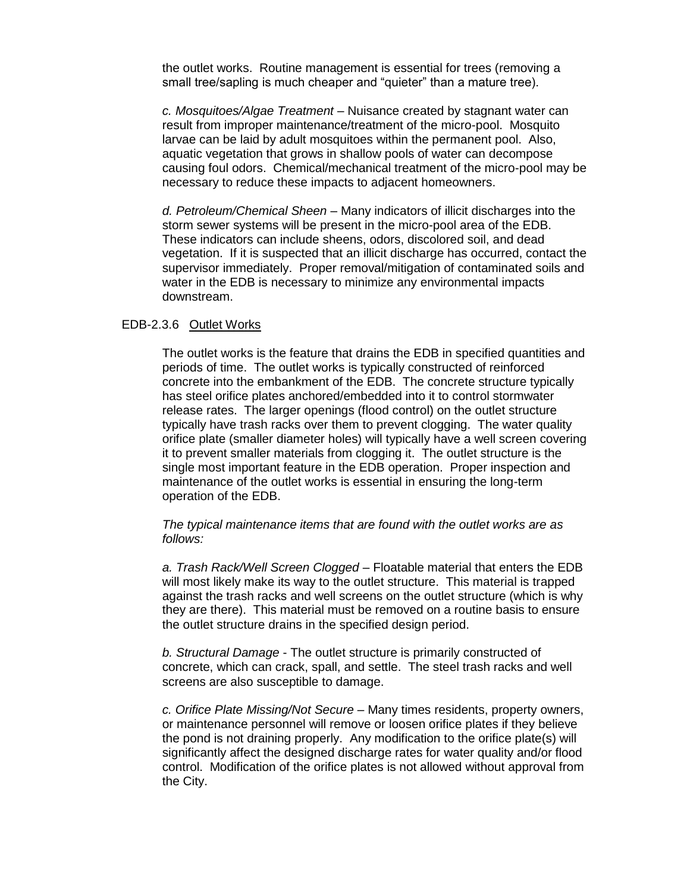the outlet works. Routine management is essential for trees (removing a small tree/sapling is much cheaper and "quieter" than a mature tree).

*c. Mosquitoes/Algae Treatment* – Nuisance created by stagnant water can result from improper maintenance/treatment of the micro-pool. Mosquito larvae can be laid by adult mosquitoes within the permanent pool. Also, aquatic vegetation that grows in shallow pools of water can decompose causing foul odors. Chemical/mechanical treatment of the micro-pool may be necessary to reduce these impacts to adjacent homeowners.

*d. Petroleum/Chemical Sheen* – Many indicators of illicit discharges into the storm sewer systems will be present in the micro-pool area of the EDB. These indicators can include sheens, odors, discolored soil, and dead vegetation. If it is suspected that an illicit discharge has occurred, contact the supervisor immediately. Proper removal/mitigation of contaminated soils and water in the EDB is necessary to minimize any environmental impacts downstream.

### EDB-2.3.6 Outlet Works

The outlet works is the feature that drains the EDB in specified quantities and periods of time. The outlet works is typically constructed of reinforced concrete into the embankment of the EDB. The concrete structure typically has steel orifice plates anchored/embedded into it to control stormwater release rates. The larger openings (flood control) on the outlet structure typically have trash racks over them to prevent clogging. The water quality orifice plate (smaller diameter holes) will typically have a well screen covering it to prevent smaller materials from clogging it. The outlet structure is the single most important feature in the EDB operation. Proper inspection and maintenance of the outlet works is essential in ensuring the long-term operation of the EDB.

*The typical maintenance items that are found with the outlet works are as follows:*

*a. Trash Rack/Well Screen Clogged* – Floatable material that enters the EDB will most likely make its way to the outlet structure. This material is trapped against the trash racks and well screens on the outlet structure (which is why they are there). This material must be removed on a routine basis to ensure the outlet structure drains in the specified design period.

*b. Structural Damage* - The outlet structure is primarily constructed of concrete, which can crack, spall, and settle. The steel trash racks and well screens are also susceptible to damage.

*c. Orifice Plate Missing/Not Secure* – Many times residents, property owners, or maintenance personnel will remove or loosen orifice plates if they believe the pond is not draining properly. Any modification to the orifice plate(s) will significantly affect the designed discharge rates for water quality and/or flood control. Modification of the orifice plates is not allowed without approval from the City.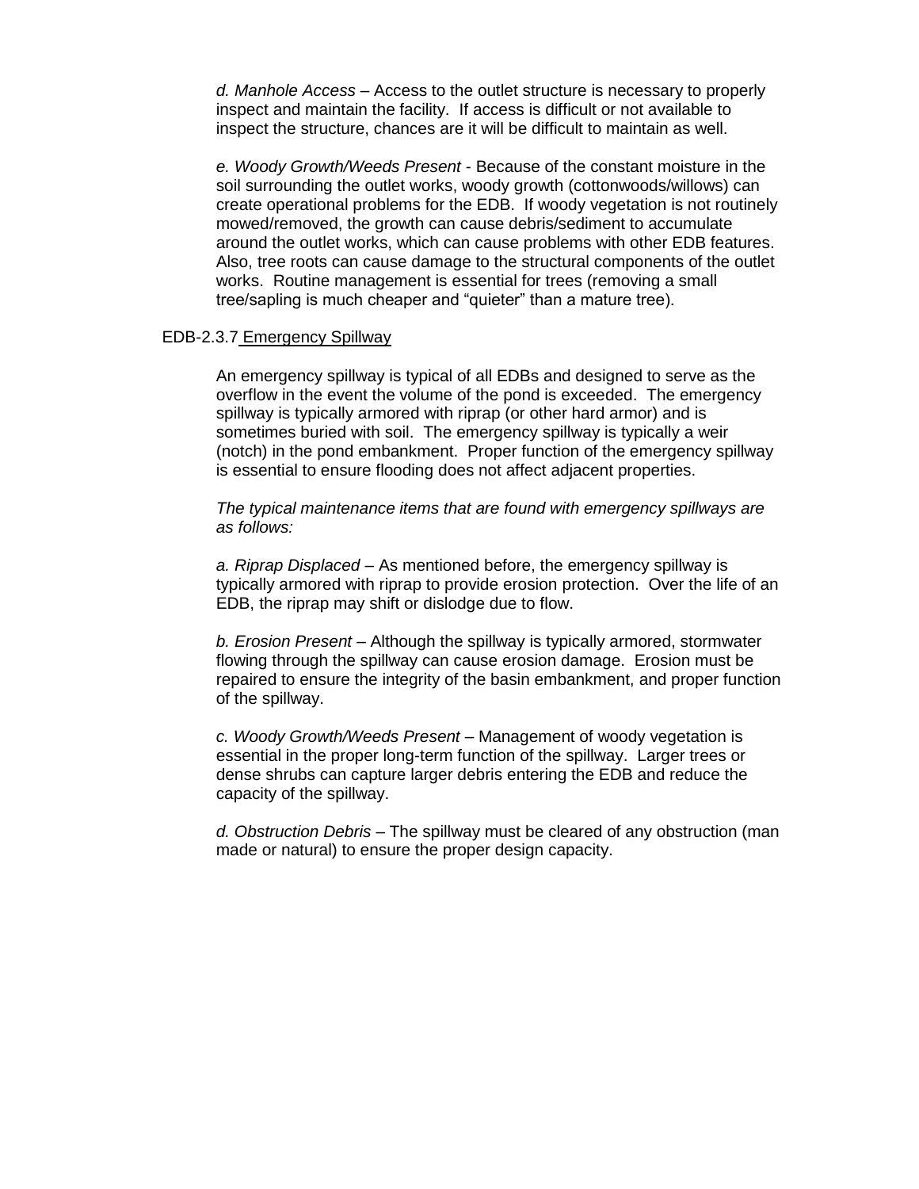*d. Manhole Access* – Access to the outlet structure is necessary to properly inspect and maintain the facility. If access is difficult or not available to inspect the structure, chances are it will be difficult to maintain as well.

*e. Woody Growth/Weeds Present* - Because of the constant moisture in the soil surrounding the outlet works, woody growth (cottonwoods/willows) can create operational problems for the EDB. If woody vegetation is not routinely mowed/removed, the growth can cause debris/sediment to accumulate around the outlet works, which can cause problems with other EDB features. Also, tree roots can cause damage to the structural components of the outlet works. Routine management is essential for trees (removing a small tree/sapling is much cheaper and "quieter" than a mature tree).

### EDB-2.3.7 Emergency Spillway

An emergency spillway is typical of all EDBs and designed to serve as the overflow in the event the volume of the pond is exceeded. The emergency spillway is typically armored with riprap (or other hard armor) and is sometimes buried with soil. The emergency spillway is typically a weir (notch) in the pond embankment. Proper function of the emergency spillway is essential to ensure flooding does not affect adjacent properties.

*The typical maintenance items that are found with emergency spillways are as follows:*

*a. Riprap Displaced* – As mentioned before, the emergency spillway is typically armored with riprap to provide erosion protection. Over the life of an EDB, the riprap may shift or dislodge due to flow.

*b. Erosion Present* – Although the spillway is typically armored, stormwater flowing through the spillway can cause erosion damage. Erosion must be repaired to ensure the integrity of the basin embankment, and proper function of the spillway.

*c. Woody Growth/Weeds Present* – Management of woody vegetation is essential in the proper long-term function of the spillway. Larger trees or dense shrubs can capture larger debris entering the EDB and reduce the capacity of the spillway.

*d. Obstruction Debris* – The spillway must be cleared of any obstruction (man made or natural) to ensure the proper design capacity.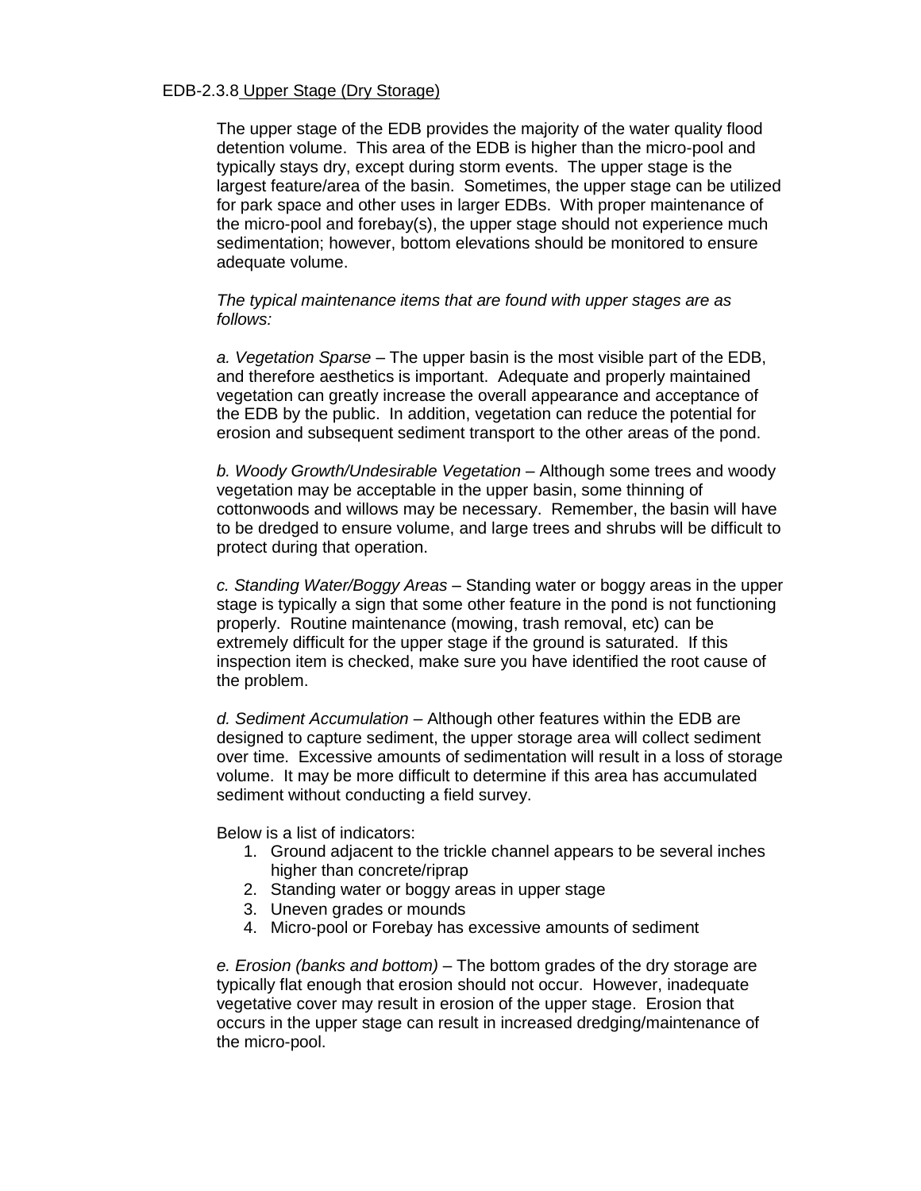EDB-2.3.8 Upper Stage (Dry Storage)

The upper stage of the EDB provides the majority of the water quality flood detention volume. This area of the EDB is higher than the micro-pool and typically stays dry, except during storm events. The upper stage is the largest feature/area of the basin. Sometimes, the upper stage can be utilized for park space and other uses in larger EDBs. With proper maintenance of the micro-pool and forebay(s), the upper stage should not experience much sedimentation; however, bottom elevations should be monitored to ensure adequate volume.

*The typical maintenance items that are found with upper stages are as follows:*

*a. Vegetation Sparse* – The upper basin is the most visible part of the EDB, and therefore aesthetics is important. Adequate and properly maintained vegetation can greatly increase the overall appearance and acceptance of the EDB by the public. In addition, vegetation can reduce the potential for erosion and subsequent sediment transport to the other areas of the pond.

*b. Woody Growth/Undesirable Vegetation* – Although some trees and woody vegetation may be acceptable in the upper basin, some thinning of cottonwoods and willows may be necessary. Remember, the basin will have to be dredged to ensure volume, and large trees and shrubs will be difficult to protect during that operation.

*c. Standing Water/Boggy Areas* – Standing water or boggy areas in the upper stage is typically a sign that some other feature in the pond is not functioning properly. Routine maintenance (mowing, trash removal, etc) can be extremely difficult for the upper stage if the ground is saturated. If this inspection item is checked, make sure you have identified the root cause of the problem.

*d. Sediment Accumulation* – Although other features within the EDB are designed to capture sediment, the upper storage area will collect sediment over time. Excessive amounts of sedimentation will result in a loss of storage volume. It may be more difficult to determine if this area has accumulated sediment without conducting a field survey.

Below is a list of indicators:

1. Ground adjacent to the trickle channel appears to be several inches higher than concrete/riprap
2. Standing water or boggy areas in upper stage
3. Uneven grades or mounds
4. Micro-pool or Forebay has excessive amounts of sediment

*e. Erosion (banks and bottom)* – The bottom grades of the dry storage are typically flat enough that erosion should not occur. However, inadequate vegetative cover may result in erosion of the upper stage. Erosion that occurs in the upper stage can result in increased dredging/maintenance of the micro-pool.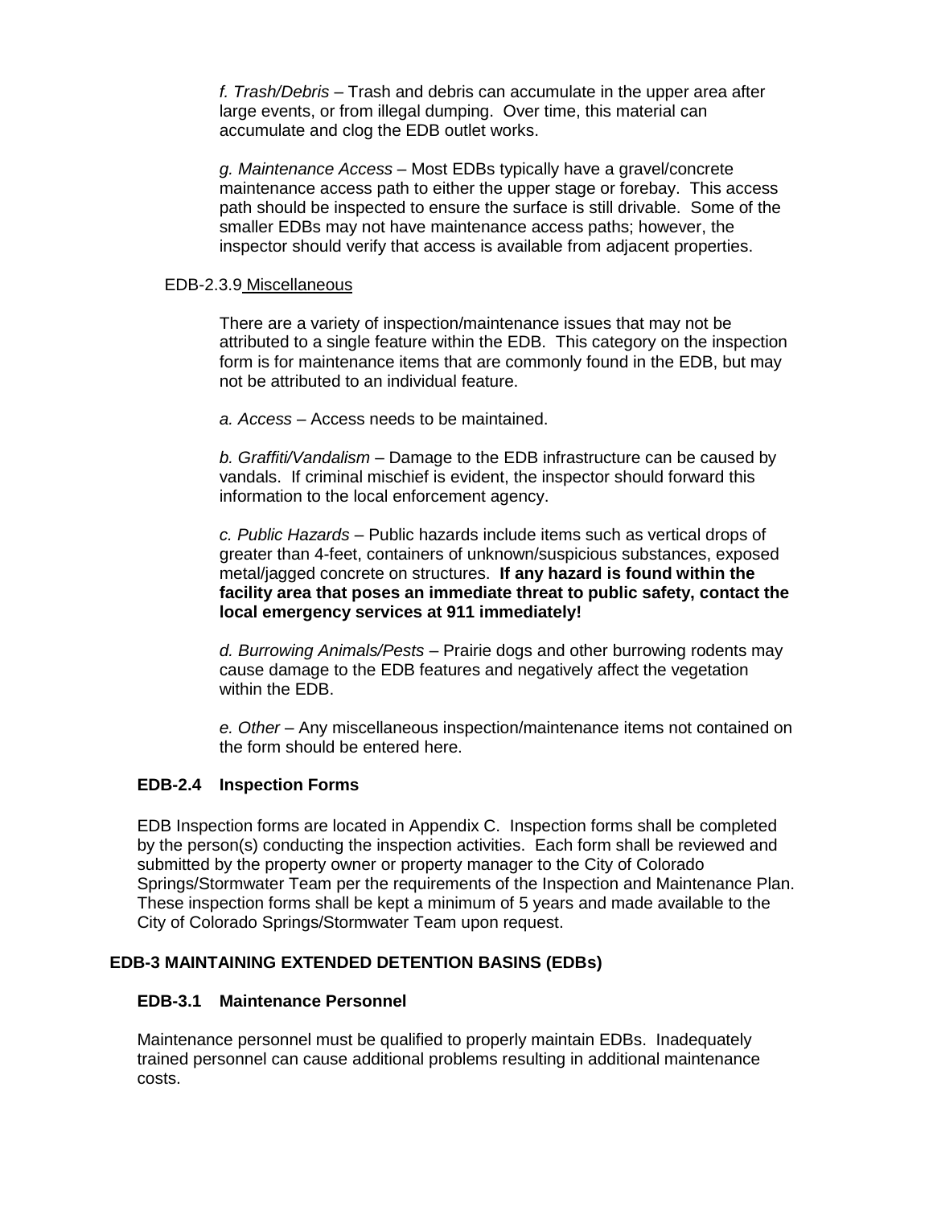*f. Trash/Debris* – Trash and debris can accumulate in the upper area after large events, or from illegal dumping. Over time, this material can accumulate and clog the EDB outlet works.

*g. Maintenance Access* – Most EDBs typically have a gravel/concrete maintenance access path to either the upper stage or forebay. This access path should be inspected to ensure the surface is still drivable. Some of the smaller EDBs may not have maintenance access paths; however, the inspector should verify that access is available from adjacent properties.

#### EDB-2.3.9 Miscellaneous

There are a variety of inspection/maintenance issues that may not be attributed to a single feature within the EDB. This category on the inspection form is for maintenance items that are commonly found in the EDB, but may not be attributed to an individual feature.

*a. Access* – Access needs to be maintained.

*b. Graffiti/Vandalism* – Damage to the EDB infrastructure can be caused by vandals. If criminal mischief is evident, the inspector should forward this information to the local enforcement agency.

*c. Public Hazards* – Public hazards include items such as vertical drops of greater than 4-feet, containers of unknown/suspicious substances, exposed metal/jagged concrete on structures. **If any hazard is found within the facility area that poses an immediate threat to public safety, contact the local emergency services at 911 immediately!**

*d. Burrowing Animals/Pests* – Prairie dogs and other burrowing rodents may cause damage to the EDB features and negatively affect the vegetation within the EDB.

*e. Other* – Any miscellaneous inspection/maintenance items not contained on the form should be entered here.

### EDB-2.4 Inspection Forms

EDB Inspection forms are located in Appendix C. Inspection forms shall be completed by the person(s) conducting the inspection activities. Each form shall be reviewed and submitted by the property owner or property manager to the City of Colorado Springs/Stormwater Team per the requirements of the Inspection and Maintenance Plan. These inspection forms shall be kept a minimum of 5 years and made available to the City of Colorado Springs/Stormwater Team upon request.

## EDB-3 MAINTAINING EXTENDED DETENTION BASINS (EDBs)

### EDB-3.1 Maintenance Personnel

Maintenance personnel must be qualified to properly maintain EDBs. Inadequately trained personnel can cause additional problems resulting in additional maintenance costs.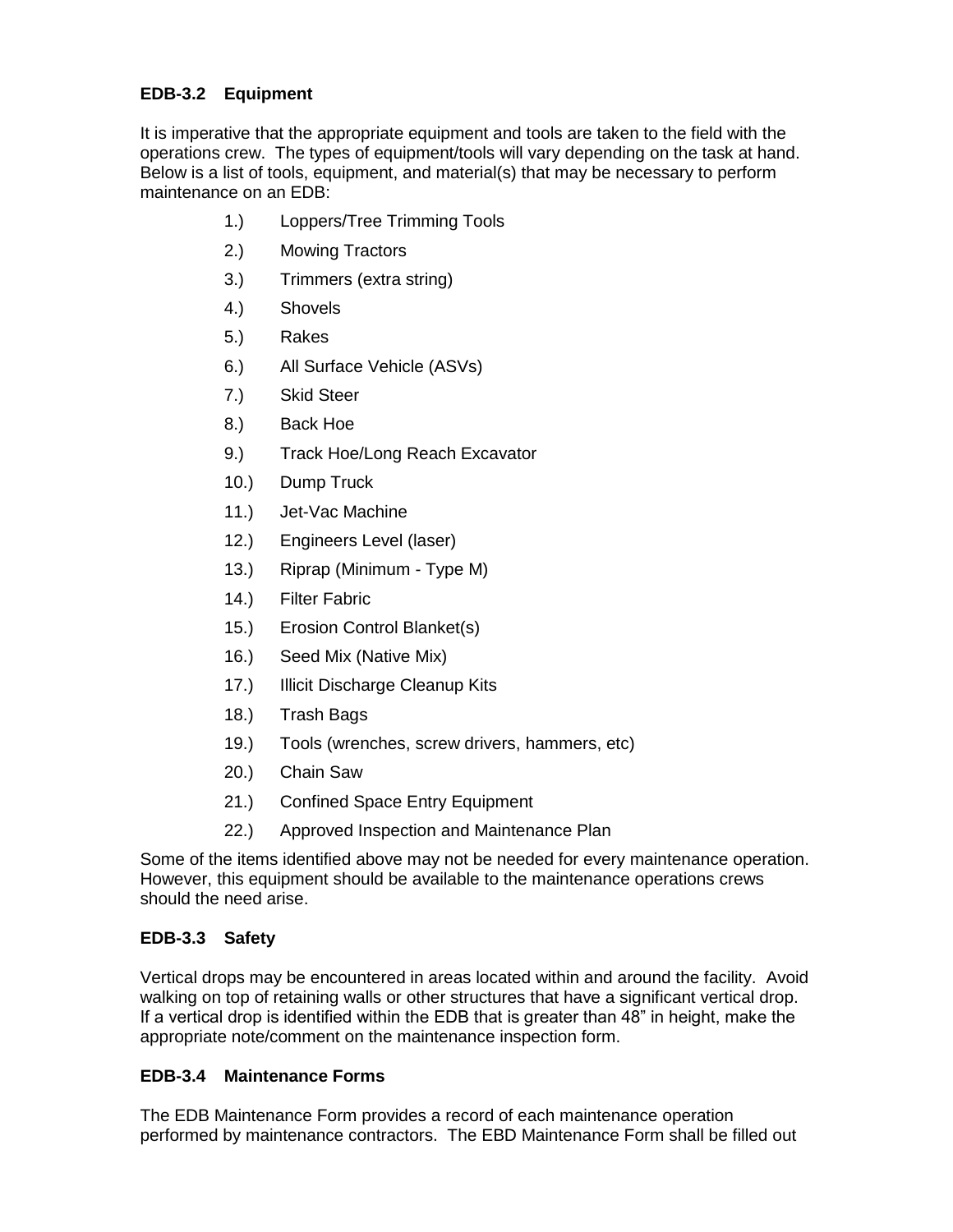### EDB-3.2 Equipment

It is imperative that the appropriate equipment and tools are taken to the field with the operations crew. The types of equipment/tools will vary depending on the task at hand. Below is a list of tools, equipment, and material(s) that may be necessary to perform maintenance on an EDB:

1.) Loppers/Tree Trimming Tools
2.) Mowing Tractors
3.) Trimmers (extra string)
4.) Shovels
5.) Rakes
6.) All Surface Vehicle (ASVs)
7.) Skid Steer
8.) Back Hoe
9.) Track Hoe/Long Reach Excavator
10.) Dump Truck
11.) Jet-Vac Machine
12.) Engineers Level (laser)
13.) Riprap (Minimum - Type M)
14.) Filter Fabric
15.) Erosion Control Blanket(s)
16.) Seed Mix (Native Mix)
17.) Illicit Discharge Cleanup Kits
18.) Trash Bags
19.) Tools (wrenches, screw drivers, hammers, etc)
20.) Chain Saw
21.) Confined Space Entry Equipment
22.) Approved Inspection and Maintenance Plan

Some of the items identified above may not be needed for every maintenance operation. However, this equipment should be available to the maintenance operations crews should the need arise.

### EDB-3.3 Safety

Vertical drops may be encountered in areas located within and around the facility. Avoid walking on top of retaining walls or other structures that have a significant vertical drop. If a vertical drop is identified within the EDB that is greater than 48" in height, make the appropriate note/comment on the maintenance inspection form.

### EDB-3.4 Maintenance Forms

The EDB Maintenance Form provides a record of each maintenance operation performed by maintenance contractors. The EBD Maintenance Form shall be filled out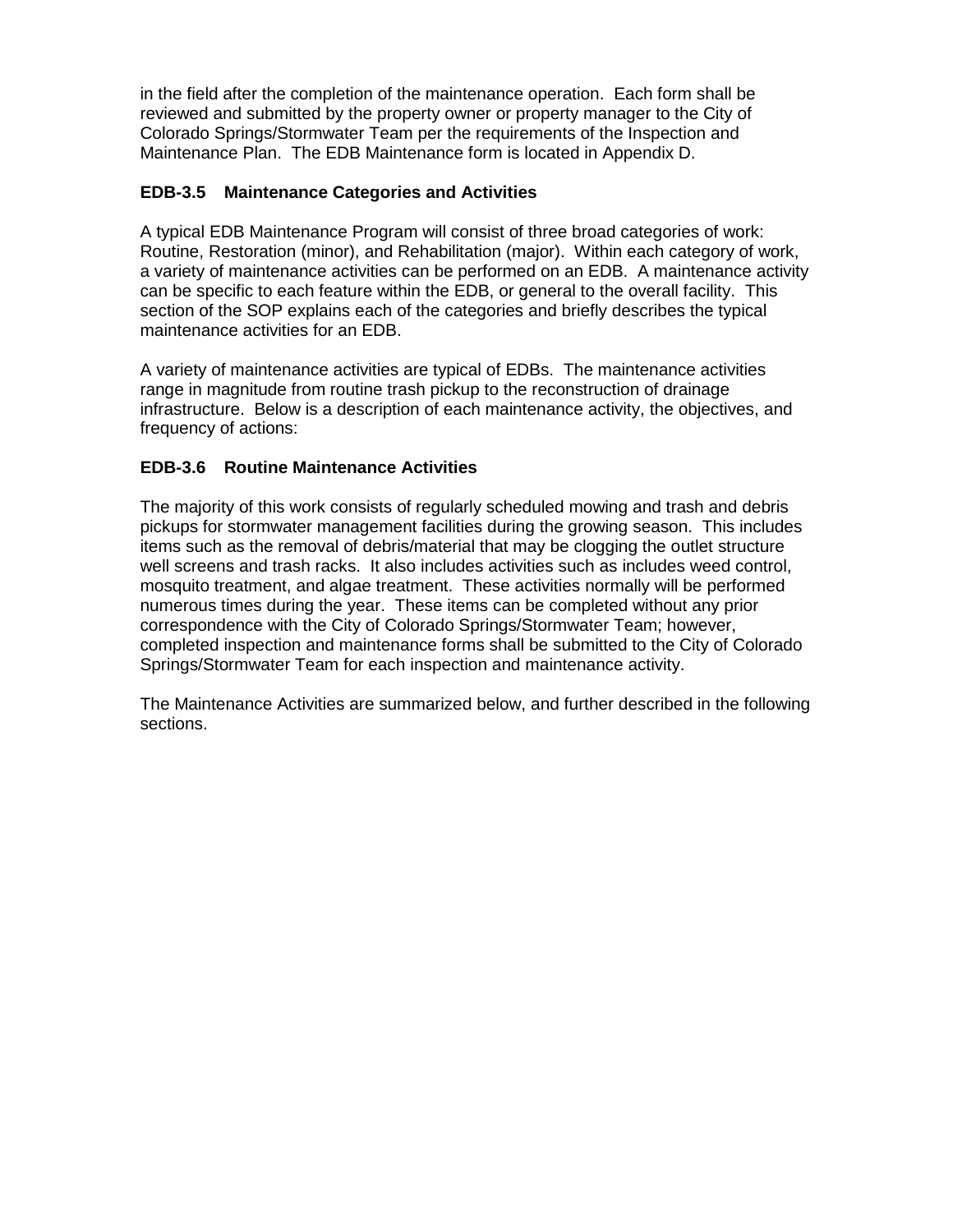in the field after the completion of the maintenance operation. Each form shall be reviewed and submitted by the property owner or property manager to the City of Colorado Springs/Stormwater Team per the requirements of the Inspection and Maintenance Plan. The EDB Maintenance form is located in Appendix D.

### EDB-3.5 Maintenance Categories and Activities

A typical EDB Maintenance Program will consist of three broad categories of work: Routine, Restoration (minor), and Rehabilitation (major). Within each category of work, a variety of maintenance activities can be performed on an EDB. A maintenance activity can be specific to each feature within the EDB, or general to the overall facility. This section of the SOP explains each of the categories and briefly describes the typical maintenance activities for an EDB.

A variety of maintenance activities are typical of EDBs. The maintenance activities range in magnitude from routine trash pickup to the reconstruction of drainage infrastructure. Below is a description of each maintenance activity, the objectives, and frequency of actions:

### EDB-3.6 Routine Maintenance Activities

The majority of this work consists of regularly scheduled mowing and trash and debris pickups for stormwater management facilities during the growing season. This includes items such as the removal of debris/material that may be clogging the outlet structure well screens and trash racks. It also includes activities such as includes weed control, mosquito treatment, and algae treatment. These activities normally will be performed numerous times during the year. These items can be completed without any prior correspondence with the City of Colorado Springs/Stormwater Team; however, completed inspection and maintenance forms shall be submitted to the City of Colorado Springs/Stormwater Team for each inspection and maintenance activity.

The Maintenance Activities are summarized below, and further described in the following sections.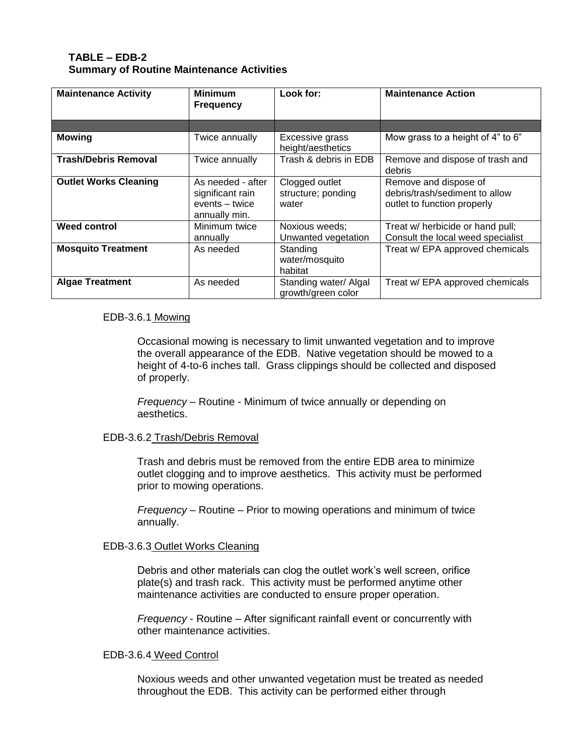**TABLE – EDB-2**
**Summary of Routine Maintenance Activities**

| Maintenance Activity | Minimum Frequency | Look for: | Maintenance Action |
|---|---|---|---|
| | | | |
| **Mowing** | Twice annually | Excessive grass height/aesthetics | Mow grass to a height of 4" to 6" |
| **Trash/Debris Removal** | Twice annually | Trash & debris in EDB | Remove and dispose of trash and debris |
| **Outlet Works Cleaning** | As needed - after significant rain events – twice annually min. | Clogged outlet structure; ponding water | Remove and dispose of debris/trash/sediment to allow outlet to function properly |
| **Weed control** | Minimum twice annually | Noxious weeds; Unwanted vegetation | Treat w/ herbicide or hand pull; Consult the local weed specialist |
| **Mosquito Treatment** | As needed | Standing water/mosquito habitat | Treat w/ EPA approved chemicals |
| **Algae Treatment** | As needed | Standing water/ Algal growth/green color | Treat w/ EPA approved chemicals |

EDB-3.6.1 Mowing

Occasional mowing is necessary to limit unwanted vegetation and to improve the overall appearance of the EDB. Native vegetation should be mowed to a height of 4-to-6 inches tall. Grass clippings should be collected and disposed of properly.

*Frequency* – Routine - Minimum of twice annually or depending on aesthetics.

EDB-3.6.2 Trash/Debris Removal

Trash and debris must be removed from the entire EDB area to minimize outlet clogging and to improve aesthetics. This activity must be performed prior to mowing operations.

*Frequency* – Routine – Prior to mowing operations and minimum of twice annually.

EDB-3.6.3 Outlet Works Cleaning

Debris and other materials can clog the outlet work's well screen, orifice plate(s) and trash rack. This activity must be performed anytime other maintenance activities are conducted to ensure proper operation.

*Frequency* - Routine – After significant rainfall event or concurrently with other maintenance activities.

EDB-3.6.4 Weed Control

Noxious weeds and other unwanted vegetation must be treated as needed throughout the EDB. This activity can be performed either through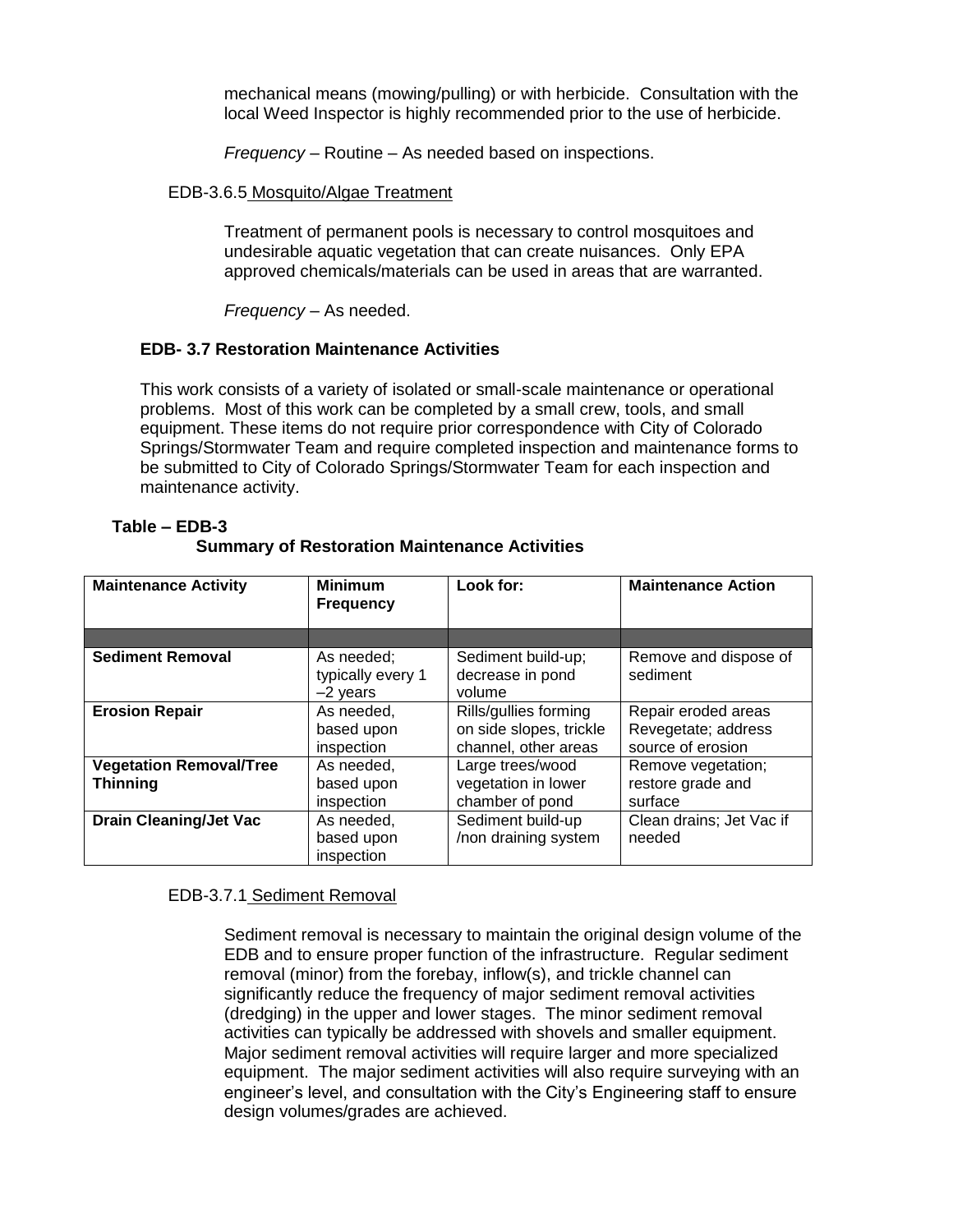mechanical means (mowing/pulling) or with herbicide. Consultation with the local Weed Inspector is highly recommended prior to the use of herbicide.

*Frequency* – Routine – As needed based on inspections.

EDB-3.6.5 Mosquito/Algae Treatment

Treatment of permanent pools is necessary to control mosquitoes and undesirable aquatic vegetation that can create nuisances. Only EPA approved chemicals/materials can be used in areas that are warranted.

*Frequency* – As needed.

### EDB- 3.7 Restoration Maintenance Activities

This work consists of a variety of isolated or small-scale maintenance or operational problems. Most of this work can be completed by a small crew, tools, and small equipment. These items do not require prior correspondence with City of Colorado Springs/Stormwater Team and require completed inspection and maintenance forms to be submitted to City of Colorado Springs/Stormwater Team for each inspection and maintenance activity.

**Table – EDB-3**
**Summary of Restoration Maintenance Activities**

| **Maintenance Activity** | **Minimum Frequency** | **Look for:** | **Maintenance Action** |
|---|---|---|---|
| | | | |
| **Sediment Removal** | As needed; typically every 1 –2 years | Sediment build-up; decrease in pond volume | Remove and dispose of sediment |
| **Erosion Repair** | As needed, based upon inspection | Rills/gullies forming on side slopes, trickle channel, other areas | Repair eroded areas Revegetate; address source of erosion |
| **Vegetation Removal/Tree Thinning** | As needed, based upon inspection | Large trees/wood vegetation in lower chamber of pond | Remove vegetation; restore grade and surface |
| **Drain Cleaning/Jet Vac** | As needed, based upon inspection | Sediment build-up /non draining system | Clean drains; Jet Vac if needed |

EDB-3.7.1 Sediment Removal

Sediment removal is necessary to maintain the original design volume of the EDB and to ensure proper function of the infrastructure. Regular sediment removal (minor) from the forebay, inflow(s), and trickle channel can significantly reduce the frequency of major sediment removal activities (dredging) in the upper and lower stages. The minor sediment removal activities can typically be addressed with shovels and smaller equipment. Major sediment removal activities will require larger and more specialized equipment. The major sediment activities will also require surveying with an engineer's level, and consultation with the City's Engineering staff to ensure design volumes/grades are achieved.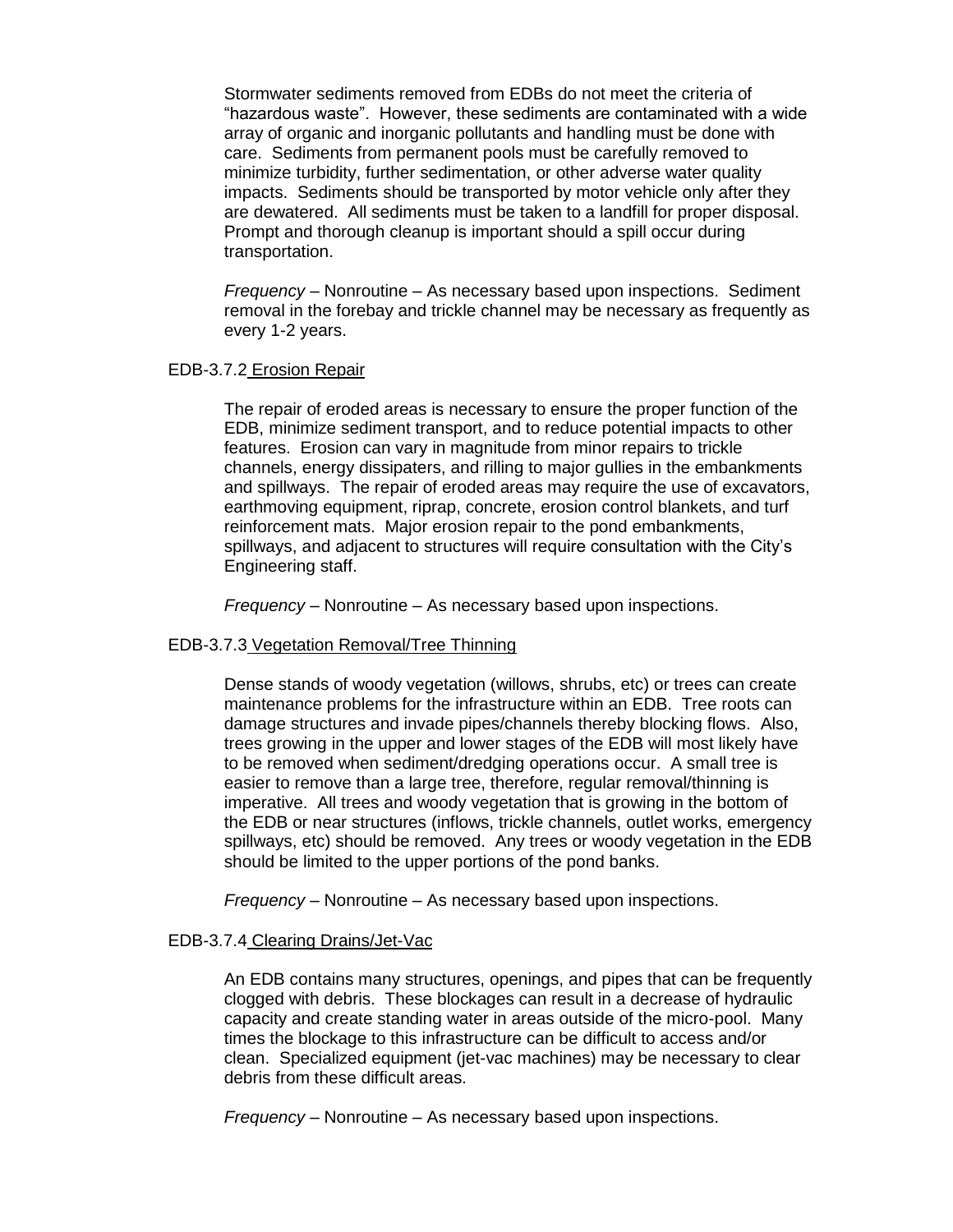Stormwater sediments removed from EDBs do not meet the criteria of "hazardous waste". However, these sediments are contaminated with a wide array of organic and inorganic pollutants and handling must be done with care. Sediments from permanent pools must be carefully removed to minimize turbidity, further sedimentation, or other adverse water quality impacts. Sediments should be transported by motor vehicle only after they are dewatered. All sediments must be taken to a landfill for proper disposal. Prompt and thorough cleanup is important should a spill occur during transportation.

*Frequency* – Nonroutine – As necessary based upon inspections. Sediment removal in the forebay and trickle channel may be necessary as frequently as every 1-2 years.

#### EDB-3.7.2 Erosion Repair

The repair of eroded areas is necessary to ensure the proper function of the EDB, minimize sediment transport, and to reduce potential impacts to other features. Erosion can vary in magnitude from minor repairs to trickle channels, energy dissipaters, and rilling to major gullies in the embankments and spillways. The repair of eroded areas may require the use of excavators, earthmoving equipment, riprap, concrete, erosion control blankets, and turf reinforcement mats. Major erosion repair to the pond embankments, spillways, and adjacent to structures will require consultation with the City's Engineering staff.

*Frequency* – Nonroutine – As necessary based upon inspections.

#### EDB-3.7.3 Vegetation Removal/Tree Thinning

Dense stands of woody vegetation (willows, shrubs, etc) or trees can create maintenance problems for the infrastructure within an EDB. Tree roots can damage structures and invade pipes/channels thereby blocking flows. Also, trees growing in the upper and lower stages of the EDB will most likely have to be removed when sediment/dredging operations occur. A small tree is easier to remove than a large tree, therefore, regular removal/thinning is imperative. All trees and woody vegetation that is growing in the bottom of the EDB or near structures (inflows, trickle channels, outlet works, emergency spillways, etc) should be removed. Any trees or woody vegetation in the EDB should be limited to the upper portions of the pond banks.

*Frequency* – Nonroutine – As necessary based upon inspections.

#### EDB-3.7.4 Clearing Drains/Jet-Vac

An EDB contains many structures, openings, and pipes that can be frequently clogged with debris. These blockages can result in a decrease of hydraulic capacity and create standing water in areas outside of the micro-pool. Many times the blockage to this infrastructure can be difficult to access and/or clean. Specialized equipment (jet-vac machines) may be necessary to clear debris from these difficult areas.

*Frequency* – Nonroutine – As necessary based upon inspections.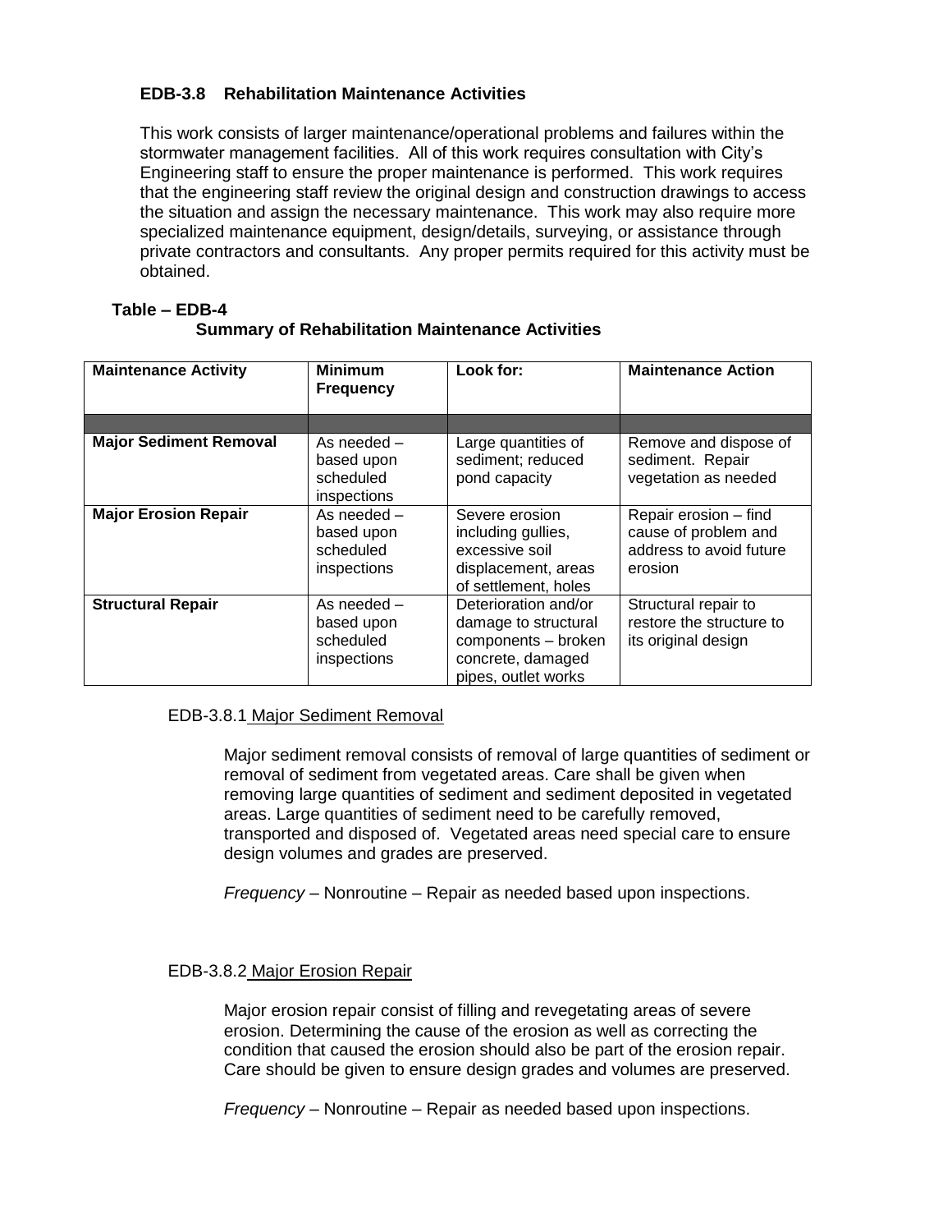### EDB-3.8 Rehabilitation Maintenance Activities

This work consists of larger maintenance/operational problems and failures within the stormwater management facilities. All of this work requires consultation with City's Engineering staff to ensure the proper maintenance is performed. This work requires that the engineering staff review the original design and construction drawings to access the situation and assign the necessary maintenance. This work may also require more specialized maintenance equipment, design/details, surveying, or assistance through private contractors and consultants. Any proper permits required for this activity must be obtained.

**Table – EDB-4**
**Summary of Rehabilitation Maintenance Activities**

| Maintenance Activity | Minimum Frequency | Look for: | Maintenance Action |
|---|---|---|---|
| | | | |
| **Major Sediment Removal** | As needed – based upon scheduled inspections | Large quantities of sediment; reduced pond capacity | Remove and dispose of sediment. Repair vegetation as needed |
| **Major Erosion Repair** | As needed – based upon scheduled inspections | Severe erosion including gullies, excessive soil displacement, areas of settlement, holes | Repair erosion – find cause of problem and address to avoid future erosion |
| **Structural Repair** | As needed – based upon scheduled inspections | Deterioration and/or damage to structural components – broken concrete, damaged pipes, outlet works | Structural repair to restore the structure to its original design |

EDB-3.8.1 Major Sediment Removal

Major sediment removal consists of removal of large quantities of sediment or removal of sediment from vegetated areas. Care shall be given when removing large quantities of sediment and sediment deposited in vegetated areas. Large quantities of sediment need to be carefully removed, transported and disposed of. Vegetated areas need special care to ensure design volumes and grades are preserved.

*Frequency* – Nonroutine – Repair as needed based upon inspections.

EDB-3.8.2 Major Erosion Repair

Major erosion repair consist of filling and revegetating areas of severe erosion. Determining the cause of the erosion as well as correcting the condition that caused the erosion should also be part of the erosion repair. Care should be given to ensure design grades and volumes are preserved.

*Frequency* – Nonroutine – Repair as needed based upon inspections.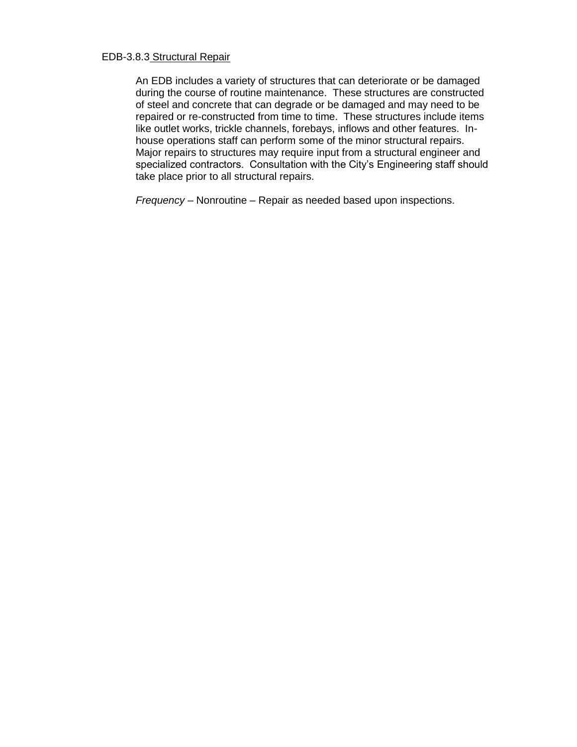### EDB-3.8.3 Structural Repair

An EDB includes a variety of structures that can deteriorate or be damaged during the course of routine maintenance. These structures are constructed of steel and concrete that can degrade or be damaged and may need to be repaired or re-constructed from time to time. These structures include items like outlet works, trickle channels, forebays, inflows and other features. In-house operations staff can perform some of the minor structural repairs. Major repairs to structures may require input from a structural engineer and specialized contractors. Consultation with the City's Engineering staff should take place prior to all structural repairs.

*Frequency* – Nonroutine – Repair as needed based upon inspections.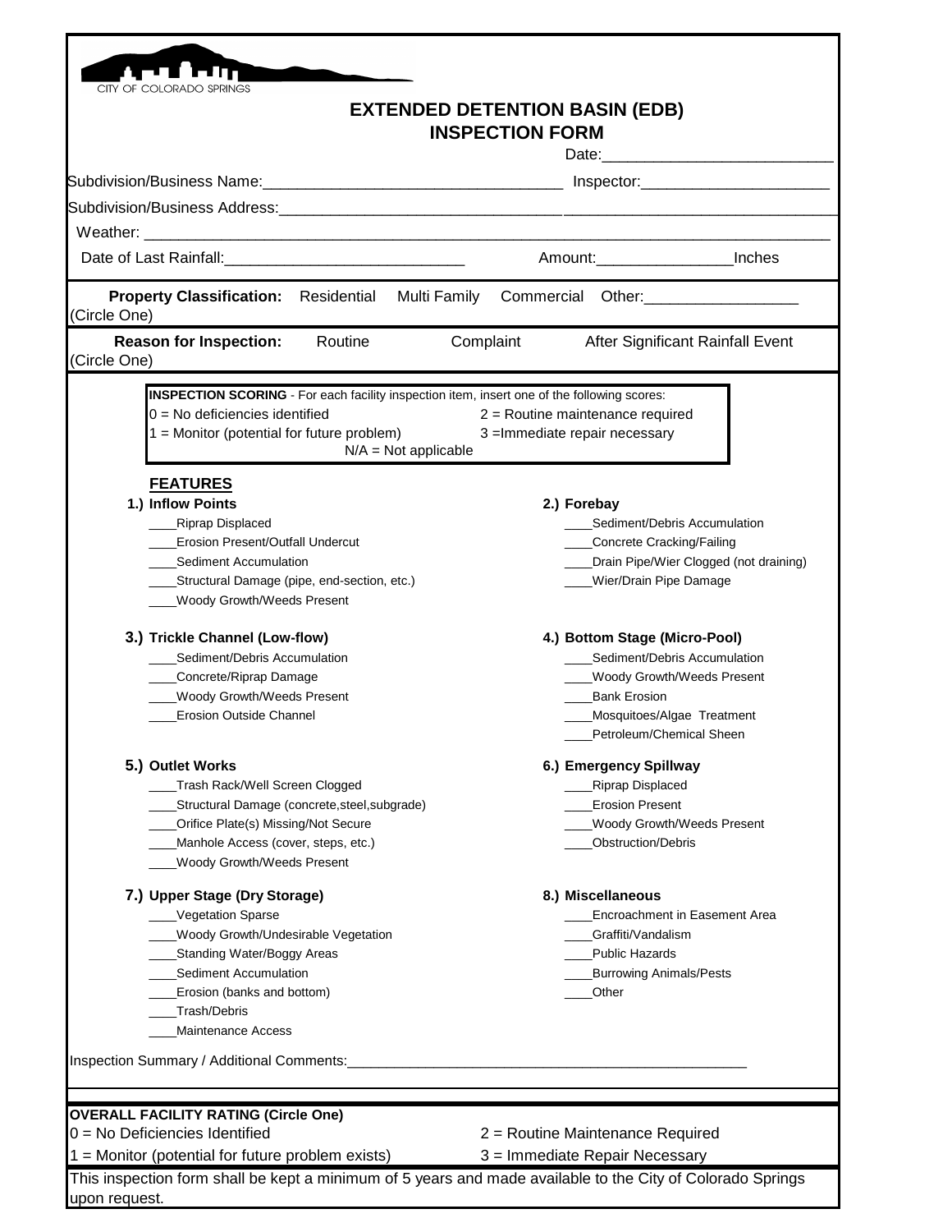CITY OF COLORADO SPRINGS

# EXTENDED DETENTION BASIN (EDB) INSPECTION FORM

Date:___________________________

Subdivision/Business Name:___________________________________ Inspector:______________________

Subdivision/Business Address:________________________________________________________________

Weather: ____________________________________________________________________________

Date of Last Rainfall:____________________________ Amount:________________Inches

**Property Classification:** Residential Multi Family Commercial Other:__________________
(Circle One)

**Reason for Inspection:** Routine Complaint After Significant Rainfall Event
(Circle One)

**INSPECTION SCORING** - For each facility inspection item, insert one of the following scores:
0 = No deficiencies identified
1 = Monitor (potential for future problem)
2 = Routine maintenance required
3 =Immediate repair necessary
N/A = Not applicable

## FEATURES

**1.) Inflow Points**
____Riprap Displaced
____Erosion Present/Outfall Undercut
____Sediment Accumulation
____Structural Damage (pipe, end-section, etc.)
____Woody Growth/Weeds Present

**2.) Forebay**
____Sediment/Debris Accumulation
____Concrete Cracking/Failing
____Drain Pipe/Wier Clogged (not draining)
____Wier/Drain Pipe Damage

**3.) Trickle Channel (Low-flow)**
____Sediment/Debris Accumulation
____Concrete/Riprap Damage
____Woody Growth/Weeds Present
____Erosion Outside Channel

**4.) Bottom Stage (Micro-Pool)**
____Sediment/Debris Accumulation
____Woody Growth/Weeds Present
____Bank Erosion
____Mosquitoes/Algae Treatment
____Petroleum/Chemical Sheen

**5.) Outlet Works**
____Trash Rack/Well Screen Clogged
____Structural Damage (concrete,steel,subgrade)
____Orifice Plate(s) Missing/Not Secure
____Manhole Access (cover, steps, etc.)
____Woody Growth/Weeds Present

**6.) Emergency Spillway**
____Riprap Displaced
____Erosion Present
____Woody Growth/Weeds Present
____Obstruction/Debris

**7.) Upper Stage (Dry Storage)**
____Vegetation Sparse
____Woody Growth/Undesirable Vegetation
____Standing Water/Boggy Areas
____Sediment Accumulation
____Erosion (banks and bottom)
____Trash/Debris
____Maintenance Access

**8.) Miscellaneous**
____Encroachment in Easement Area
____Graffiti/Vandalism
____Public Hazards
____Burrowing Animals/Pests
____Other

Inspection Summary / Additional Comments:_____________________________________________________

**OVERALL FACILITY RATING (Circle One)**
0 = No Deficiencies Identified
1 = Monitor (potential for future problem exists)
2 = Routine Maintenance Required
3 = Immediate Repair Necessary

This inspection form shall be kept a minimum of 5 years and made available to the City of Colorado Springs upon request.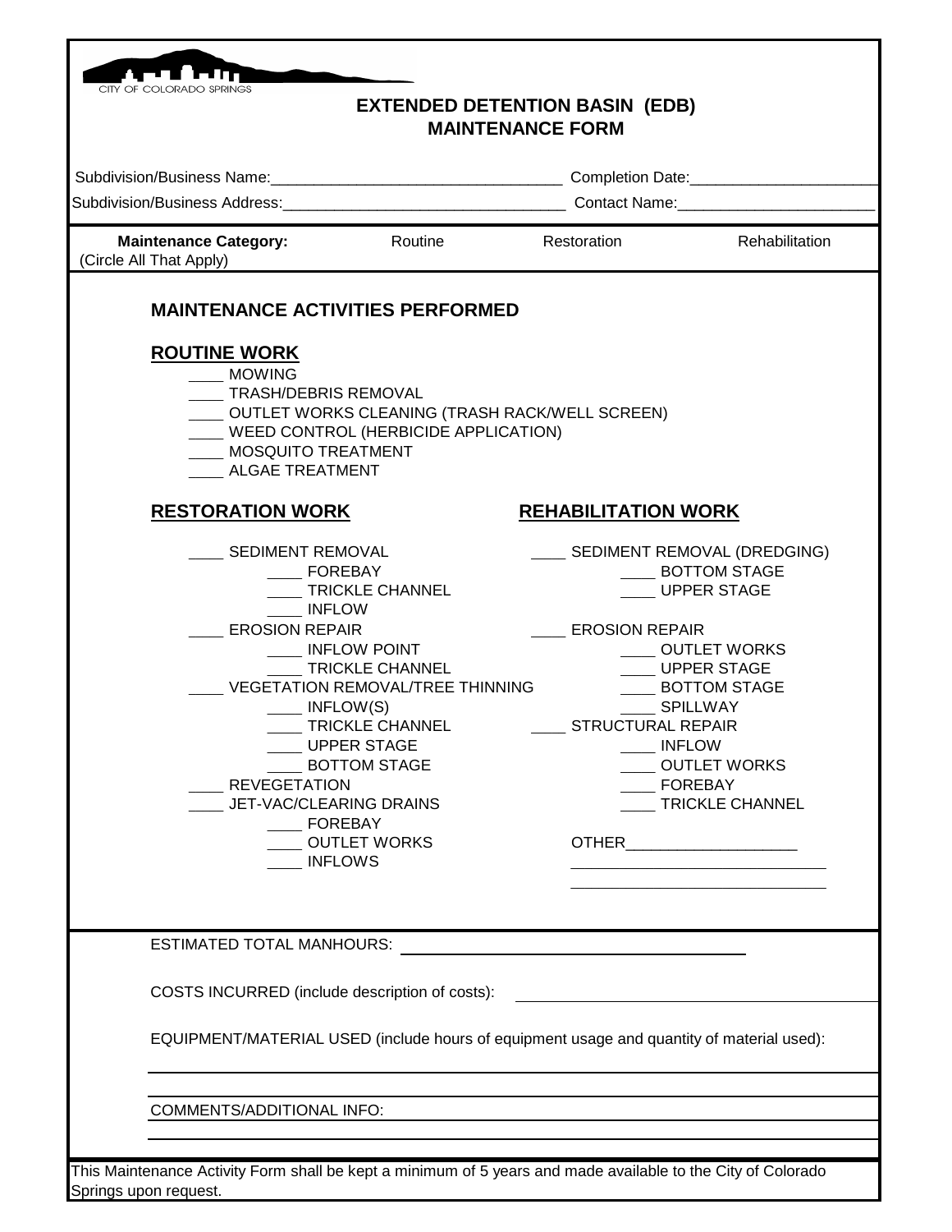CITY OF COLORADO SPRINGS

# EXTENDED DETENTION BASIN (EDB)
# MAINTENANCE FORM

Subdivision/Business Name:__________________________________ Completion Date:______________________

Subdivision/Business Address:________________________________ Contact Name:_______________________

**Maintenance Category:** (Circle All That Apply) Routine Restoration Rehabilitation

## MAINTENANCE ACTIVITIES PERFORMED

### ROUTINE WORK

- ____ MOWING
- ____ TRASH/DEBRIS REMOVAL
- ____ OUTLET WORKS CLEANING (TRASH RACK/WELL SCREEN)
- ____ WEED CONTROL (HERBICIDE APPLICATION)
- ____ MOSQUITO TREATMENT
- ____ ALGAE TREATMENT

### RESTORATION WORK

- ____ SEDIMENT REMOVAL
  - ____ FOREBAY
  - ____ TRICKLE CHANNEL
  - ____ INFLOW
- ____ EROSION REPAIR
  - ____ INFLOW POINT
  - ____ TRICKLE CHANNEL
- ____ VEGETATION REMOVAL/TREE THINNING
  - ____ INFLOW(S)
  - ____ TRICKLE CHANNEL
  - ____ UPPER STAGE
  - ____ BOTTOM STAGE
- ____ REVEGETATION
- ____ JET-VAC/CLEARING DRAINS
  - ____ FOREBAY
  - ____ OUTLET WORKS
  - ____ INFLOWS

### REHABILITATION WORK

- ____ SEDIMENT REMOVAL (DREDGING)
  - ____ BOTTOM STAGE
  - ____ UPPER STAGE
- ____ EROSION REPAIR
  - ____ OUTLET WORKS
  - ____ UPPER STAGE
  - ____ BOTTOM STAGE
  - ____ SPILLWAY
- ____ STRUCTURAL REPAIR
  - ____ INFLOW
  - ____ OUTLET WORKS
  - ____ FOREBAY
  - ____ TRICKLE CHANNEL

OTHER____________________

______________________________

______________________________

ESTIMATED TOTAL MANHOURS: ______________________________

COSTS INCURRED (include description of costs): ______________________________

EQUIPMENT/MATERIAL USED (include hours of equipment usage and quantity of material used):

______________________________

______________________________

COMMENTS/ADDITIONAL INFO: ______________________________

______________________________

This Maintenance Activity Form shall be kept a minimum of 5 years and made available to the City of Colorado Springs upon request.